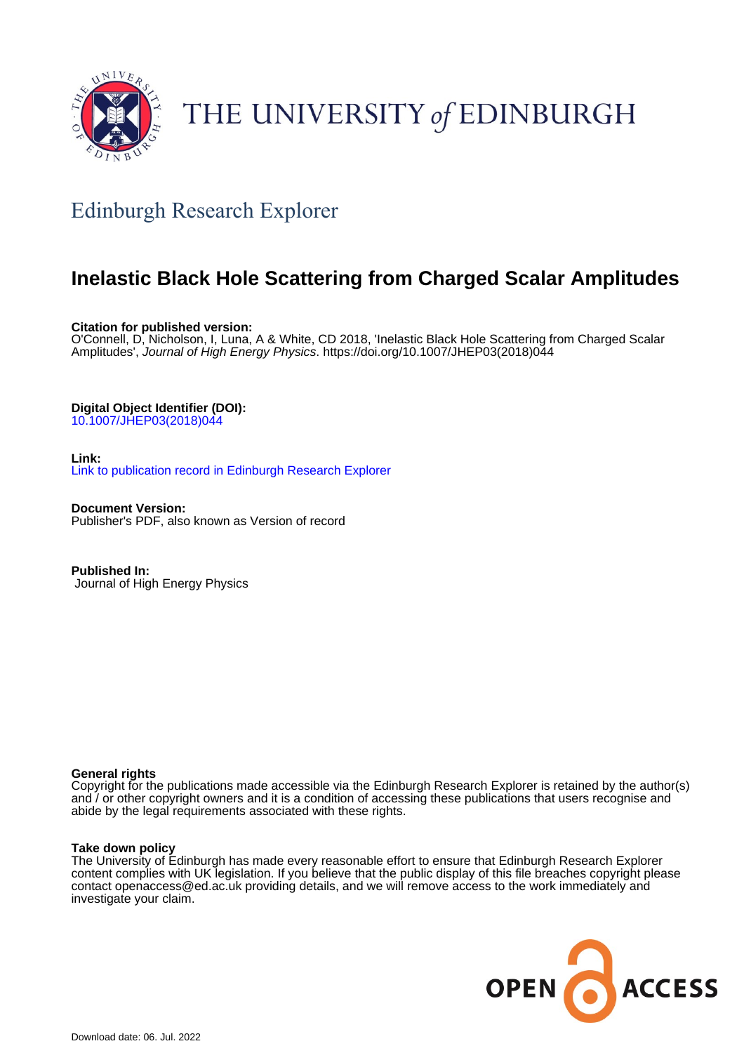# THE UNIVERSITY *of* EDINBURGH

## Edinburgh Research Explorer

# Inelastic Black Hole Scattering from Charged Scalar Amplitudes

**Citation for published version:**
O'Connell, D, Nicholson, I, Luna, A & White, CD 2018, 'Inelastic Black Hole Scattering from Charged Scalar Amplitudes', *Journal of High Energy Physics*. https://doi.org/10.1007/JHEP03(2018)044

**Digital Object Identifier (DOI):**
10.1007/JHEP03(2018)044

**Link:**
Link to publication record in Edinburgh Research Explorer

**Document Version:**
Publisher's PDF, also known as Version of record

**Published In:**
Journal of High Energy Physics

**General rights**
Copyright for the publications made accessible via the Edinburgh Research Explorer is retained by the author(s) and / or other copyright owners and it is a condition of accessing these publications that users recognise and abide by the legal requirements associated with these rights.

**Take down policy**
The University of Edinburgh has made every reasonable effort to ensure that Edinburgh Research Explorer content complies with UK legislation. If you believe that the public display of this file breaches copyright please contact openaccess@ed.ac.uk providing details, and we will remove access to the work immediately and investigate your claim.

OPEN ACCESS

Download date: 06. Jul. 2022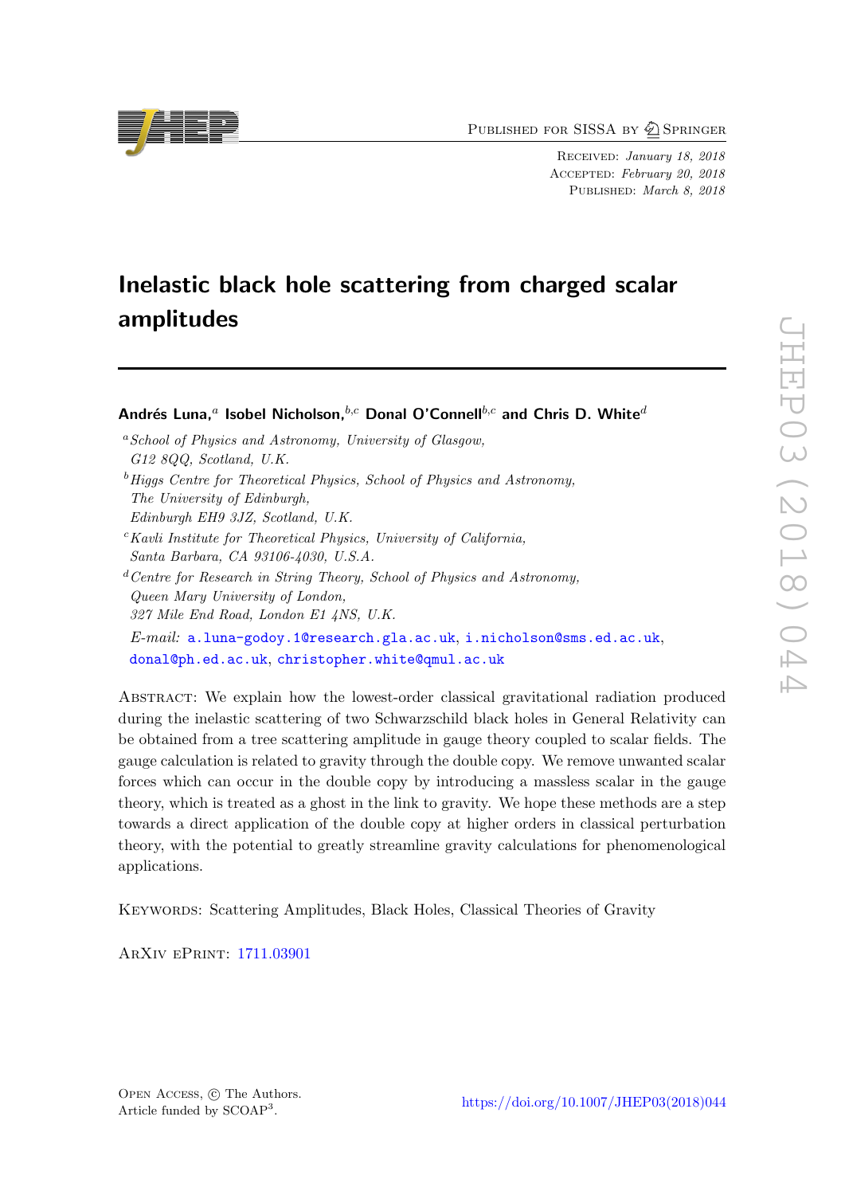# Inelastic black hole scattering from charged scalar amplitudes

**Andrés Luna,[a] Isobel Nicholson,[b,c] Donal O'Connell[b,c] and Chris D. White[d]**

[a] *School of Physics and Astronomy, University of Glasgow, G12 8QQ, Scotland, U.K.*

[b] *Higgs Centre for Theoretical Physics, School of Physics and Astronomy, The University of Edinburgh, Edinburgh EH9 3JZ, Scotland, U.K.*

[c] *Kavli Institute for Theoretical Physics, University of California, Santa Barbara, CA 93106-4030, U.S.A.*

[d] *Centre for Research in String Theory, School of Physics and Astronomy, Queen Mary University of London, 327 Mile End Road, London E1 4NS, U.K.*

*E-mail:* a.luna-godoy.1@research.gla.ac.uk, i.nicholson@sms.ed.ac.uk, donal@ph.ed.ac.uk, christopher.white@qmul.ac.uk

Abstract: We explain how the lowest-order classical gravitational radiation produced during the inelastic scattering of two Schwarzschild black holes in General Relativity can be obtained from a tree scattering amplitude in gauge theory coupled to scalar fields. The gauge calculation is related to gravity through the double copy. We remove unwanted scalar forces which can occur in the double copy by introducing a massless scalar in the gauge theory, which is treated as a ghost in the link to gravity. We hope these methods are a step towards a direct application of the double copy at higher orders in classical perturbation theory, with the potential to greatly streamline gravity calculations for phenomenological applications.

Keywords: Scattering Amplitudes, Black Holes, Classical Theories of Gravity

ArXiv ePrint: 1711.03901

Open Access, © The Authors. Article funded by SCOAP[3].

https://doi.org/10.1007/JHEP03(2018)044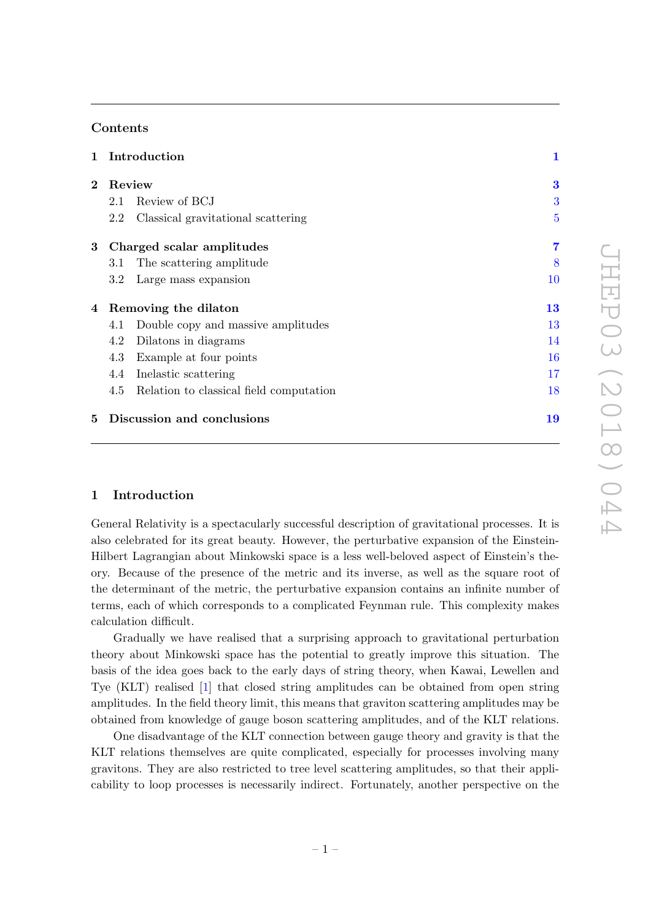## Contents

| | | |
|---|---|---|
| **1** | **Introduction** | **1** |
| **2** | **Review** | **3** |
| | 2.1 Review of BCJ | 3 |
| | 2.2 Classical gravitational scattering | 5 |
| **3** | **Charged scalar amplitudes** | **7** |
| | 3.1 The scattering amplitude | 8 |
| | 3.2 Large mass expansion | 10 |
| **4** | **Removing the dilaton** | **13** |
| | 4.1 Double copy and massive amplitudes | 13 |
| | 4.2 Dilatons in diagrams | 14 |
| | 4.3 Example at four points | 16 |
| | 4.4 Inelastic scattering | 17 |
| | 4.5 Relation to classical field computation | 18 |
| **5** | **Discussion and conclusions** | **19** |

## 1 Introduction

General Relativity is a spectacularly successful description of gravitational processes. It is also celebrated for its great beauty. However, the perturbative expansion of the Einstein-Hilbert Lagrangian about Minkowski space is a less well-beloved aspect of Einstein's theory. Because of the presence of the metric and its inverse, as well as the square root of the determinant of the metric, the perturbative expansion contains an infinite number of terms, each of which corresponds to a complicated Feynman rule. This complexity makes calculation difficult.

Gradually we have realised that a surprising approach to gravitational perturbation theory about Minkowski space has the potential to greatly improve this situation. The basis of the idea goes back to the early days of string theory, when Kawai, Lewellen and Tye (KLT) realised [1] that closed string amplitudes can be obtained from open string amplitudes. In the field theory limit, this means that graviton scattering amplitudes may be obtained from knowledge of gauge boson scattering amplitudes, and of the KLT relations.

One disadvantage of the KLT connection between gauge theory and gravity is that the KLT relations themselves are quite complicated, especially for processes involving many gravitons. They are also restricted to tree level scattering amplitudes, so that their applicability to loop processes is necessarily indirect. Fortunately, another perspective on the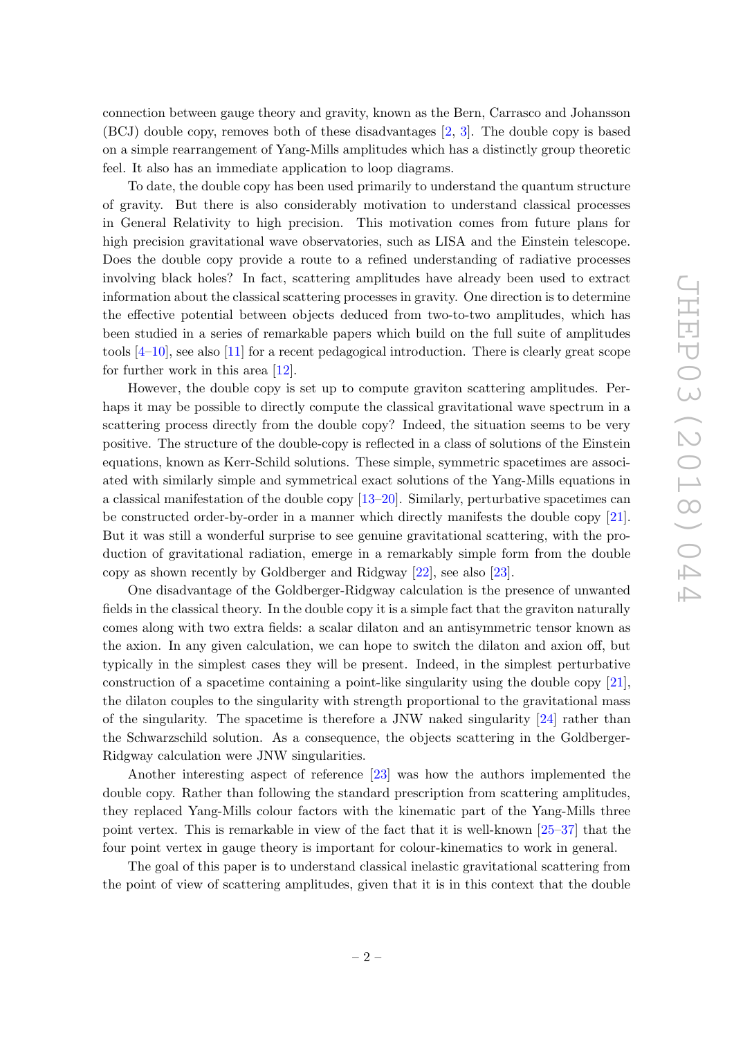connection between gauge theory and gravity, known as the Bern, Carrasco and Johansson (BCJ) double copy, removes both of these disadvantages [2, 3]. The double copy is based on a simple rearrangement of Yang-Mills amplitudes which has a distinctly group theoretic feel. It also has an immediate application to loop diagrams.

To date, the double copy has been used primarily to understand the quantum structure of gravity. But there is also considerably motivation to understand classical processes in General Relativity to high precision. This motivation comes from future plans for high precision gravitational wave observatories, such as LISA and the Einstein telescope. Does the double copy provide a route to a refined understanding of radiative processes involving black holes? In fact, scattering amplitudes have already been used to extract information about the classical scattering processes in gravity. One direction is to determine the effective potential between objects deduced from two-to-two amplitudes, which has been studied in a series of remarkable papers which build on the full suite of amplitudes tools [4–10], see also [11] for a recent pedagogical introduction. There is clearly great scope for further work in this area [12].

However, the double copy is set up to compute graviton scattering amplitudes. Perhaps it may be possible to directly compute the classical gravitational wave spectrum in a scattering process directly from the double copy? Indeed, the situation seems to be very positive. The structure of the double-copy is reflected in a class of solutions of the Einstein equations, known as Kerr-Schild solutions. These simple, symmetric spacetimes are associated with similarly simple and symmetrical exact solutions of the Yang-Mills equations in a classical manifestation of the double copy [13–20]. Similarly, perturbative spacetimes can be constructed order-by-order in a manner which directly manifests the double copy [21]. But it was still a wonderful surprise to see genuine gravitational scattering, with the production of gravitational radiation, emerge in a remarkably simple form from the double copy as shown recently by Goldberger and Ridgway [22], see also [23].

One disadvantage of the Goldberger-Ridgway calculation is the presence of unwanted fields in the classical theory. In the double copy it is a simple fact that the graviton naturally comes along with two extra fields: a scalar dilaton and an antisymmetric tensor known as the axion. In any given calculation, we can hope to switch the dilaton and axion off, but typically in the simplest cases they will be present. Indeed, in the simplest perturbative construction of a spacetime containing a point-like singularity using the double copy [21], the dilaton couples to the singularity with strength proportional to the gravitational mass of the singularity. The spacetime is therefore a JNW naked singularity [24] rather than the Schwarzschild solution. As a consequence, the objects scattering in the Goldberger-Ridgway calculation were JNW singularities.

Another interesting aspect of reference [23] was how the authors implemented the double copy. Rather than following the standard prescription from scattering amplitudes, they replaced Yang-Mills colour factors with the kinematic part of the Yang-Mills three point vertex. This is remarkable in view of the fact that it is well-known [25–37] that the four point vertex in gauge theory is important for colour-kinematics to work in general.

The goal of this paper is to understand classical inelastic gravitational scattering from the point of view of scattering amplitudes, given that it is in this context that the double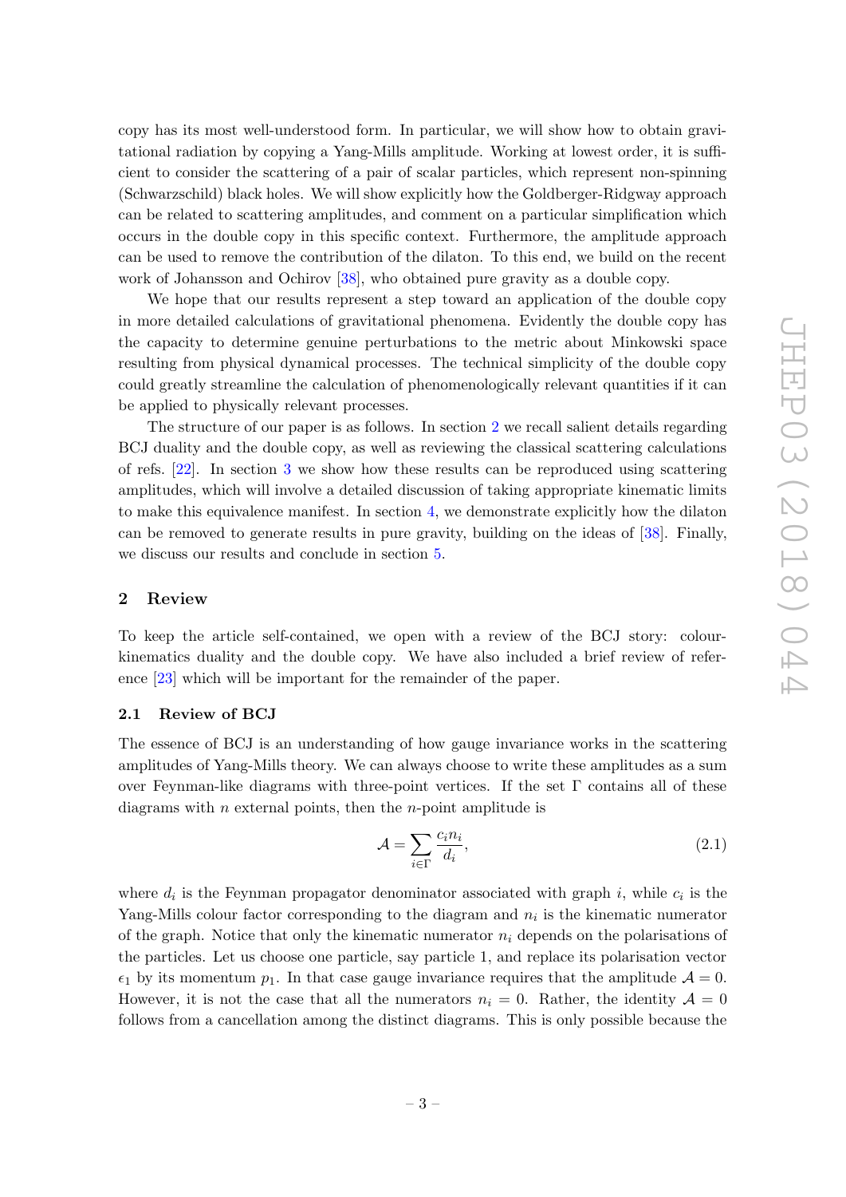copy has its most well-understood form. In particular, we will show how to obtain gravitational radiation by copying a Yang-Mills amplitude. Working at lowest order, it is sufficient to consider the scattering of a pair of scalar particles, which represent non-spinning (Schwarzschild) black holes. We will show explicitly how the Goldberger-Ridgway approach can be related to scattering amplitudes, and comment on a particular simplification which occurs in the double copy in this specific context. Furthermore, the amplitude approach can be used to remove the contribution of the dilaton. To this end, we build on the recent work of Johansson and Ochirov [38], who obtained pure gravity as a double copy.

We hope that our results represent a step toward an application of the double copy in more detailed calculations of gravitational phenomena. Evidently the double copy has the capacity to determine genuine perturbations to the metric about Minkowski space resulting from physical dynamical processes. The technical simplicity of the double copy could greatly streamline the calculation of phenomenologically relevant quantities if it can be applied to physically relevant processes.

The structure of our paper is as follows. In section 2 we recall salient details regarding BCJ duality and the double copy, as well as reviewing the classical scattering calculations of refs. [22]. In section 3 we show how these results can be reproduced using scattering amplitudes, which will involve a detailed discussion of taking appropriate kinematic limits to make this equivalence manifest. In section 4, we demonstrate explicitly how the dilaton can be removed to generate results in pure gravity, building on the ideas of [38]. Finally, we discuss our results and conclude in section 5.

## 2 Review

To keep the article self-contained, we open with a review of the BCJ story: colour-kinematics duality and the double copy. We have also included a brief review of reference [23] which will be important for the remainder of the paper.

### 2.1 Review of BCJ

The essence of BCJ is an understanding of how gauge invariance works in the scattering amplitudes of Yang-Mills theory. We can always choose to write these amplitudes as a sum over Feynman-like diagrams with three-point vertices. If the set $\Gamma$ contains all of these diagrams with $n$ external points, then the $n$-point amplitude is

$$\mathcal{A} = \sum_{i \in \Gamma} \frac{c_i n_i}{d_i}, \tag{2.1}$$

where $d_i$ is the Feynman propagator denominator associated with graph $i$, while $c_i$ is the Yang-Mills colour factor corresponding to the diagram and $n_i$ is the kinematic numerator of the graph. Notice that only the kinematic numerator $n_i$ depends on the polarisations of the particles. Let us choose one particle, say particle 1, and replace its polarisation vector $\epsilon_1$ by its momentum $p_1$. In that case gauge invariance requires that the amplitude $\mathcal{A} = 0$. However, it is not the case that all the numerators $n_i = 0$. Rather, the identity $\mathcal{A} = 0$ follows from a cancellation among the distinct diagrams. This is only possible because the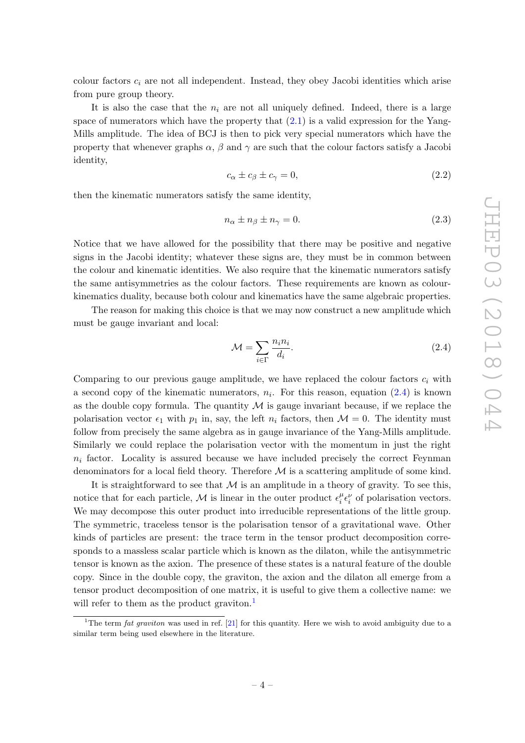colour factors $c_i$ are not all independent. Instead, they obey Jacobi identities which arise from pure group theory.

It is also the case that the $n_i$ are not all uniquely defined. Indeed, there is a large space of numerators which have the property that (2.1) is a valid expression for the Yang-Mills amplitude. The idea of BCJ is then to pick very special numerators which have the property that whenever graphs $\alpha$, $\beta$ and $\gamma$ are such that the colour factors satisfy a Jacobi identity,

$$c_\alpha \pm c_\beta \pm c_\gamma = 0, \tag{2.2}$$

then the kinematic numerators satisfy the same identity,

$$n_\alpha \pm n_\beta \pm n_\gamma = 0. \tag{2.3}$$

Notice that we have allowed for the possibility that there may be positive and negative signs in the Jacobi identity; whatever these signs are, they must be in common between the colour and kinematic identities. We also require that the kinematic numerators satisfy the same antisymmetries as the colour factors. These requirements are known as colour-kinematics duality, because both colour and kinematics have the same algebraic properties.

The reason for making this choice is that we may now construct a new amplitude which must be gauge invariant and local:

$$\mathcal{M} = \sum_{i \in \Gamma} \frac{n_i n_i}{d_i}. \tag{2.4}$$

Comparing to our previous gauge amplitude, we have replaced the colour factors $c_i$ with a second copy of the kinematic numerators, $n_i$. For this reason, equation (2.4) is known as the double copy formula. The quantity $\mathcal{M}$ is gauge invariant because, if we replace the polarisation vector $\epsilon_1$ with $p_1$ in, say, the left $n_i$ factors, then $\mathcal{M} = 0$. The identity must follow from precisely the same algebra as in gauge invariance of the Yang-Mills amplitude. Similarly we could replace the polarisation vector with the momentum in just the right $n_i$ factor. Locality is assured because we have included precisely the correct Feynman denominators for a local field theory. Therefore $\mathcal{M}$ is a scattering amplitude of some kind.

It is straightforward to see that $\mathcal{M}$ is an amplitude in a theory of gravity. To see this, notice that for each particle, $\mathcal{M}$ is linear in the outer product $\epsilon_i^\mu \epsilon_i^\nu$ of polarisation vectors. We may decompose this outer product into irreducible representations of the little group. The symmetric, traceless tensor is the polarisation tensor of a gravitational wave. Other kinds of particles are present: the trace term in the tensor product decomposition corresponds to a massless scalar particle which is known as the dilaton, while the antisymmetric tensor is known as the axion. The presence of these states is a natural feature of the double copy. Since in the double copy, the graviton, the axion and the dilaton all emerge from a tensor product decomposition of one matrix, it is useful to give them a collective name: we will refer to them as the product graviton.[1]

[1] The term *fat graviton* was used in ref. [21] for this quantity. Here we wish to avoid ambiguity due to a similar term being used elsewhere in the literature.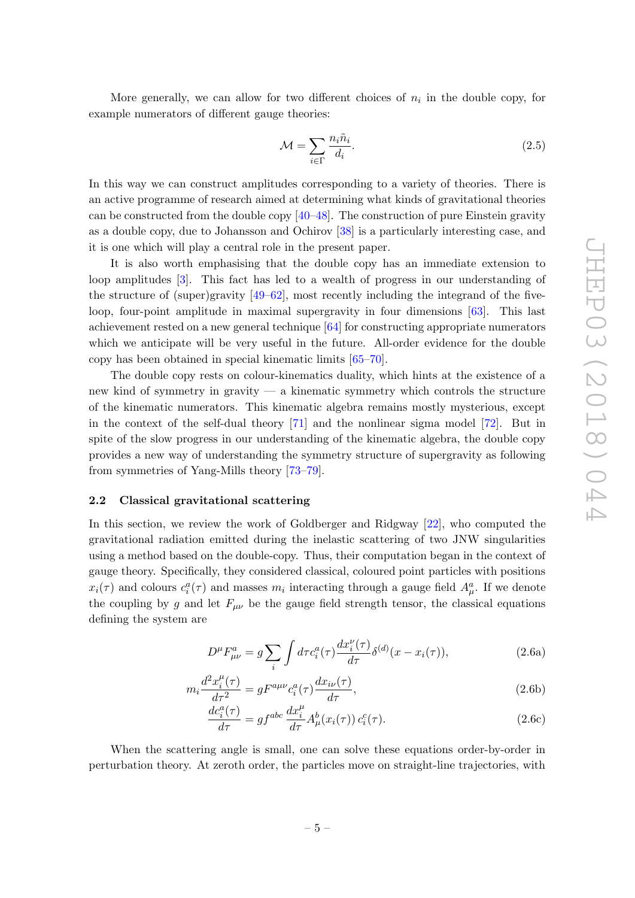More generally, we can allow for two different choices of $n_i$ in the double copy, for example numerators of different gauge theories:

$$\mathcal{M} = \sum_{i \in \Gamma} \frac{n_i \tilde{n}_i}{d_i}. \tag{2.5}$$

In this way we can construct amplitudes corresponding to a variety of theories. There is an active programme of research aimed at determining what kinds of gravitational theories can be constructed from the double copy [40–48]. The construction of pure Einstein gravity as a double copy, due to Johansson and Ochirov [38] is a particularly interesting case, and it is one which will play a central role in the present paper.

It is also worth emphasising that the double copy has an immediate extension to loop amplitudes [3]. This fact has led to a wealth of progress in our understanding of the structure of (super)gravity [49–62], most recently including the integrand of the five-loop, four-point amplitude in maximal supergravity in four dimensions [63]. This last achievement rested on a new general technique [64] for constructing appropriate numerators which we anticipate will be very useful in the future. All-order evidence for the double copy has been obtained in special kinematic limits [65–70].

The double copy rests on colour-kinematics duality, which hints at the existence of a new kind of symmetry in gravity — a kinematic symmetry which controls the structure of the kinematic numerators. This kinematic algebra remains mostly mysterious, except in the context of the self-dual theory [71] and the nonlinear sigma model [72]. But in spite of the slow progress in our understanding of the kinematic algebra, the double copy provides a new way of understanding the symmetry structure of supergravity as following from symmetries of Yang-Mills theory [73–79].

### 2.2 Classical gravitational scattering

In this section, we review the work of Goldberger and Ridgway [22], who computed the gravitational radiation emitted during the inelastic scattering of two JNW singularities using a method based on the double-copy. Thus, their computation began in the context of gauge theory. Specifically, they considered classical, coloured point particles with positions $x_i(\tau)$ and colours $c_i^a(\tau)$ and masses $m_i$ interacting through a gauge field $A_\mu^a$. If we denote the coupling by $g$ and let $F_{\mu\nu}$ be the gauge field strength tensor, the classical equations defining the system are

$$D^\mu F^a_{\mu\nu} = g \sum_i \int d\tau c_i^a(\tau) \frac{dx_i^\nu(\tau)}{d\tau} \delta^{(d)}(x - x_i(\tau)), \tag{2.6a}$$

$$m_i \frac{d^2 x_i^\mu(\tau)}{d\tau^2} = g F^{a\mu\nu} c_i^a(\tau) \frac{dx_{i\nu}(\tau)}{d\tau}, \tag{2.6b}$$

$$\frac{dc_i^a(\tau)}{d\tau} = g f^{abc} \frac{dx_i^\mu}{d\tau} A_\mu^b(x_i(\tau))\, c_i^c(\tau). \tag{2.6c}$$

When the scattering angle is small, one can solve these equations order-by-order in perturbation theory. At zeroth order, the particles move on straight-line trajectories, with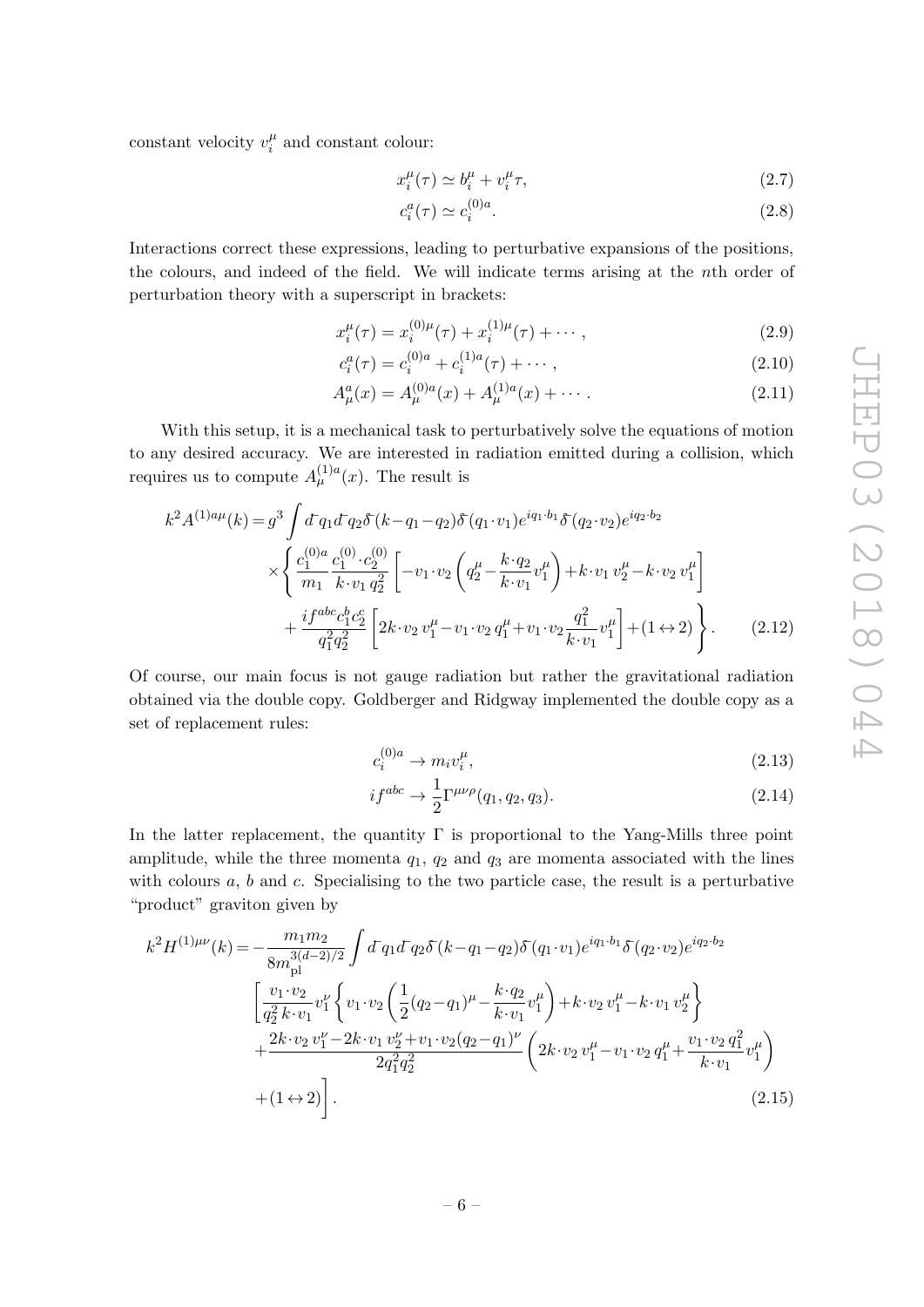constant velocity $v_i^\mu$ and constant colour:

$$x_i^\mu(\tau) \simeq b_i^\mu + v_i^\mu \tau, \tag{2.7}$$

$$c_i^a(\tau) \simeq c_i^{(0)a}. \tag{2.8}$$

Interactions correct these expressions, leading to perturbative expansions of the positions, the colours, and indeed of the field. We will indicate terms arising at the $n$th order of perturbation theory with a superscript in brackets:

$$x_i^\mu(\tau) = x_i^{(0)\mu}(\tau) + x_i^{(1)\mu}(\tau) + \cdots, \tag{2.9}$$

$$c_i^a(\tau) = c_i^{(0)a} + c_i^{(1)a}(\tau) + \cdots, \tag{2.10}$$

$$A_\mu^a(x) = A_\mu^{(0)a}(x) + A_\mu^{(1)a}(x) + \cdots. \tag{2.11}$$

With this setup, it is a mechanical task to perturbatively solve the equations of motion to any desired accuracy. We are interested in radiation emitted during a collision, which requires us to compute $A_\mu^{(1)a}(x)$. The result is

$$\begin{aligned}
k^2 A^{(1)a\mu}(k) = g^3 \int & d\!\!{}^-\! q_1 d\!\!{}^-\! q_2 \delta\!\!\!{}^-\!(k-q_1-q_2)\delta\!\!\!{}^-\!(q_1\cdot v_1)e^{iq_1\cdot b_1}\delta\!\!\!{}^-\!(q_2\cdot v_2)e^{iq_2\cdot b_2} \\
& \times \Bigg\{ \frac{c_1^{(0)a}}{m_1}\frac{c_1^{(0)}\cdot c_2^{(0)}}{k\cdot v_1\, q_2^2}\left[-v_1\cdot v_2\left(q_2^\mu - \frac{k\cdot q_2}{k\cdot v_1}v_1^\mu\right) + k\cdot v_1\, v_2^\mu - k\cdot v_2\, v_1^\mu\right] \\
& + \frac{if^{abc}c_1^b c_2^c}{q_1^2 q_2^2}\left[2k\cdot v_2\, v_1^\mu - v_1\cdot v_2\, q_1^\mu + v_1\cdot v_2 \frac{q_1^2}{k\cdot v_1}v_1^\mu\right] + (1\leftrightarrow 2)\Bigg\}.
\end{aligned} \tag{2.12}$$

Of course, our main focus is not gauge radiation but rather the gravitational radiation obtained via the double copy. Goldberger and Ridgway implemented the double copy as a set of replacement rules:

$$c_i^{(0)a} \to m_i v_i^\mu, \tag{2.13}$$

$$if^{abc} \to \frac{1}{2}\Gamma^{\mu\nu\rho}(q_1, q_2, q_3). \tag{2.14}$$

In the latter replacement, the quantity $\Gamma$ is proportional to the Yang-Mills three point amplitude, while the three momenta $q_1$, $q_2$ and $q_3$ are momenta associated with the lines with colours $a$, $b$ and $c$. Specialising to the two particle case, the result is a perturbative "product" graviton given by

$$\begin{aligned}
k^2 H^{(1)\mu\nu}(k) = & -\frac{m_1 m_2}{8 m_{\text{pl}}^{3(d-2)/2}} \int d\!\!{}^-\! q_1 d\!\!{}^-\! q_2 \delta\!\!\!{}^-\!(k-q_1-q_2)\delta\!\!\!{}^-\!(q_1\cdot v_1)e^{iq_1\cdot b_1}\delta\!\!\!{}^-\!(q_2\cdot v_2)e^{iq_2\cdot b_2} \\
& \Bigg[\frac{v_1\cdot v_2}{q_2^2\, k\cdot v_1}v_1^\nu\left\{v_1\cdot v_2\left(\frac{1}{2}(q_2-q_1)^\mu - \frac{k\cdot q_2}{k\cdot v_1}v_1^\mu\right) + k\cdot v_2\, v_1^\mu - k\cdot v_1\, v_2^\mu\right\} \\
& + \frac{2k\cdot v_2\, v_1^\nu - 2k\cdot v_1\, v_2^\nu + v_1\cdot v_2 (q_2-q_1)^\nu}{2q_1^2 q_2^2}\left(2k\cdot v_2\, v_1^\mu - v_1\cdot v_2\, q_1^\mu + \frac{v_1\cdot v_2\, q_1^2}{k\cdot v_1}v_1^\mu\right) \\
& + (1\leftrightarrow 2)\Bigg].
\end{aligned} \tag{2.15}$$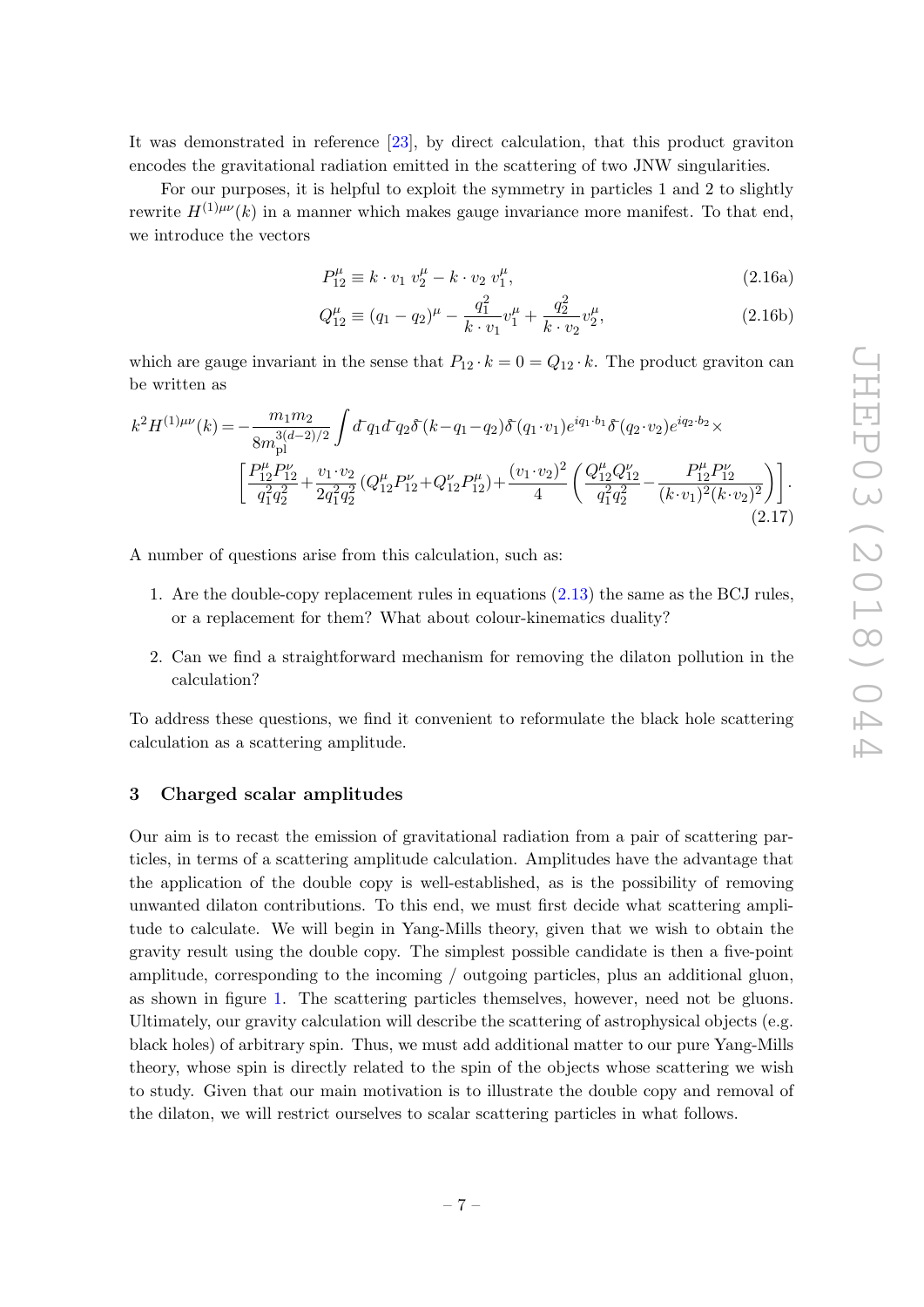It was demonstrated in reference [23], by direct calculation, that this product graviton encodes the gravitational radiation emitted in the scattering of two JNW singularities.

For our purposes, it is helpful to exploit the symmetry in particles 1 and 2 to slightly rewrite $H^{(1)\mu\nu}(k)$ in a manner which makes gauge invariance more manifest. To that end, we introduce the vectors

$$P_{12}^\mu \equiv k\cdot v_1\; v_2^\mu - k\cdot v_2\; v_1^\mu, \tag{2.16a}$$

$$Q_{12}^\mu \equiv (q_1-q_2)^\mu - \frac{q_1^2}{k\cdot v_1} v_1^\mu + \frac{q_2^2}{k\cdot v_2} v_2^\mu, \tag{2.16b}$$

which are gauge invariant in the sense that $P_{12}\cdot k = 0 = Q_{12}\cdot k$. The product graviton can be written as

$$\begin{aligned} k^2 H^{(1)\mu\nu}(k) = -\frac{m_1 m_2}{8 m_{\text{pl}}^{3(d-2)/2}} \int d\!\!{}^-\! q_1 d\!\!{}^-\! q_2 \delta\!\!{}^-\!(k-q_1-q_2)\delta\!\!{}^-\!(q_1\cdot v_1) e^{iq_1\cdot b_1}\delta\!\!{}^-\!(q_2\cdot v_2) e^{iq_2\cdot b_2}\times \\ \left[\frac{P_{12}^\mu P_{12}^\nu}{q_1^2 q_2^2} + \frac{v_1\cdot v_2}{2q_1^2q_2^2}\left(Q_{12}^\mu P_{12}^\nu + Q_{12}^\nu P_{12}^\mu\right) + \frac{(v_1\cdot v_2)^2}{4}\left(\frac{Q_{12}^\mu Q_{12}^\nu}{q_1^2 q_2^2} - \frac{P_{12}^\mu P_{12}^\nu}{(k\cdot v_1)^2 (k\cdot v_2)^2}\right)\right]. \end{aligned} \tag{2.17}$$

A number of questions arise from this calculation, such as:

1. Are the double-copy replacement rules in equations (2.13) the same as the BCJ rules, or a replacement for them? What about colour-kinematics duality?
2. Can we find a straightforward mechanism for removing the dilaton pollution in the calculation?

To address these questions, we find it convenient to reformulate the black hole scattering calculation as a scattering amplitude.

## 3 Charged scalar amplitudes

Our aim is to recast the emission of gravitational radiation from a pair of scattering particles, in terms of a scattering amplitude calculation. Amplitudes have the advantage that the application of the double copy is well-established, as is the possibility of removing unwanted dilaton contributions. To this end, we must first decide what scattering amplitude to calculate. We will begin in Yang-Mills theory, given that we wish to obtain the gravity result using the double copy. The simplest possible candidate is then a five-point amplitude, corresponding to the incoming / outgoing particles, plus an additional gluon, as shown in figure 1. The scattering particles themselves, however, need not be gluons. Ultimately, our gravity calculation will describe the scattering of astrophysical objects (e.g. black holes) of arbitrary spin. Thus, we must add additional matter to our pure Yang-Mills theory, whose spin is directly related to the spin of the objects whose scattering we wish to study. Given that our main motivation is to illustrate the double copy and removal of the dilaton, we will restrict ourselves to scalar scattering particles in what follows.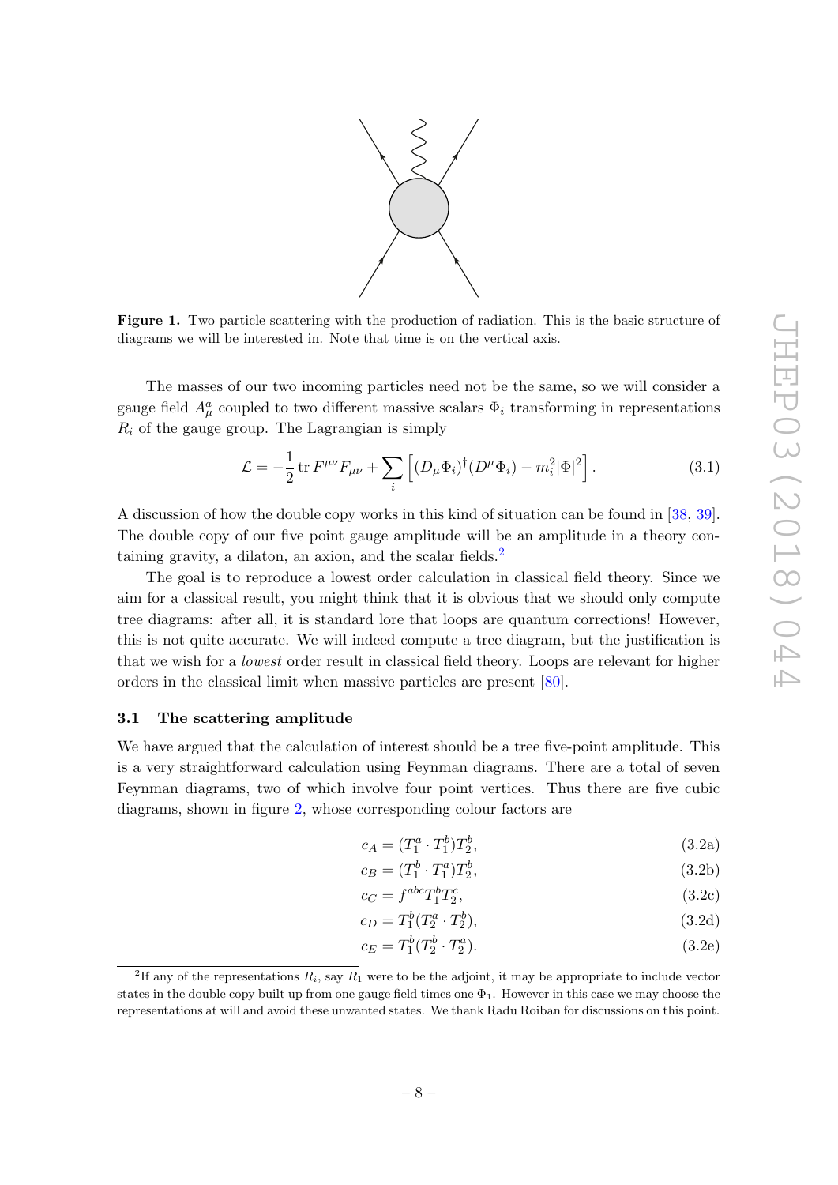**Figure 1.** Two particle scattering with the production of radiation. This is the basic structure of diagrams we will be interested in. Note that time is on the vertical axis.

The masses of our two incoming particles need not be the same, so we will consider a gauge field $A^a_\mu$ coupled to two different massive scalars $\Phi_i$ transforming in representations $R_i$ of the gauge group. The Lagrangian is simply

$$\mathcal{L} = -\frac{1}{2}\operatorname{tr} F^{\mu\nu}F_{\mu\nu} + \sum_i \left[(D_\mu \Phi_i)^\dagger (D^\mu \Phi_i) - m_i^2 |\Phi|^2\right]. \tag{3.1}$$

A discussion of how the double copy works in this kind of situation can be found in [38, 39]. The double copy of our five point gauge amplitude will be an amplitude in a theory containing gravity, a dilaton, an axion, and the scalar fields.[2]

The goal is to reproduce a lowest order calculation in classical field theory. Since we aim for a classical result, you might think that it is obvious that we should only compute tree diagrams: after all, it is standard lore that loops are quantum corrections! However, this is not quite accurate. We will indeed compute a tree diagram, but the justification is that we wish for a *lowest* order result in classical field theory. Loops are relevant for higher orders in the classical limit when massive particles are present [80].

### 3.1 The scattering amplitude

We have argued that the calculation of interest should be a tree five-point amplitude. This is a very straightforward calculation using Feynman diagrams. There are a total of seven Feynman diagrams, two of which involve four point vertices. Thus there are five cubic diagrams, shown in figure 2, whose corresponding colour factors are

$$c_A = (T_1^a \cdot T_1^b) T_2^b, \tag{3.2a}$$
$$c_B = (T_1^b \cdot T_1^a) T_2^b, \tag{3.2b}$$
$$c_C = f^{abc} T_1^b T_2^c, \tag{3.2c}$$
$$c_D = T_1^b (T_2^a \cdot T_2^b), \tag{3.2d}$$
$$c_E = T_1^b (T_2^b \cdot T_2^a). \tag{3.2e}$$

[2] If any of the representations $R_i$, say $R_1$ were to be the adjoint, it may be appropriate to include vector states in the double copy built up from one gauge field times one $\Phi_1$. However in this case we may choose the representations at will and avoid these unwanted states. We thank Radu Roiban for discussions on this point.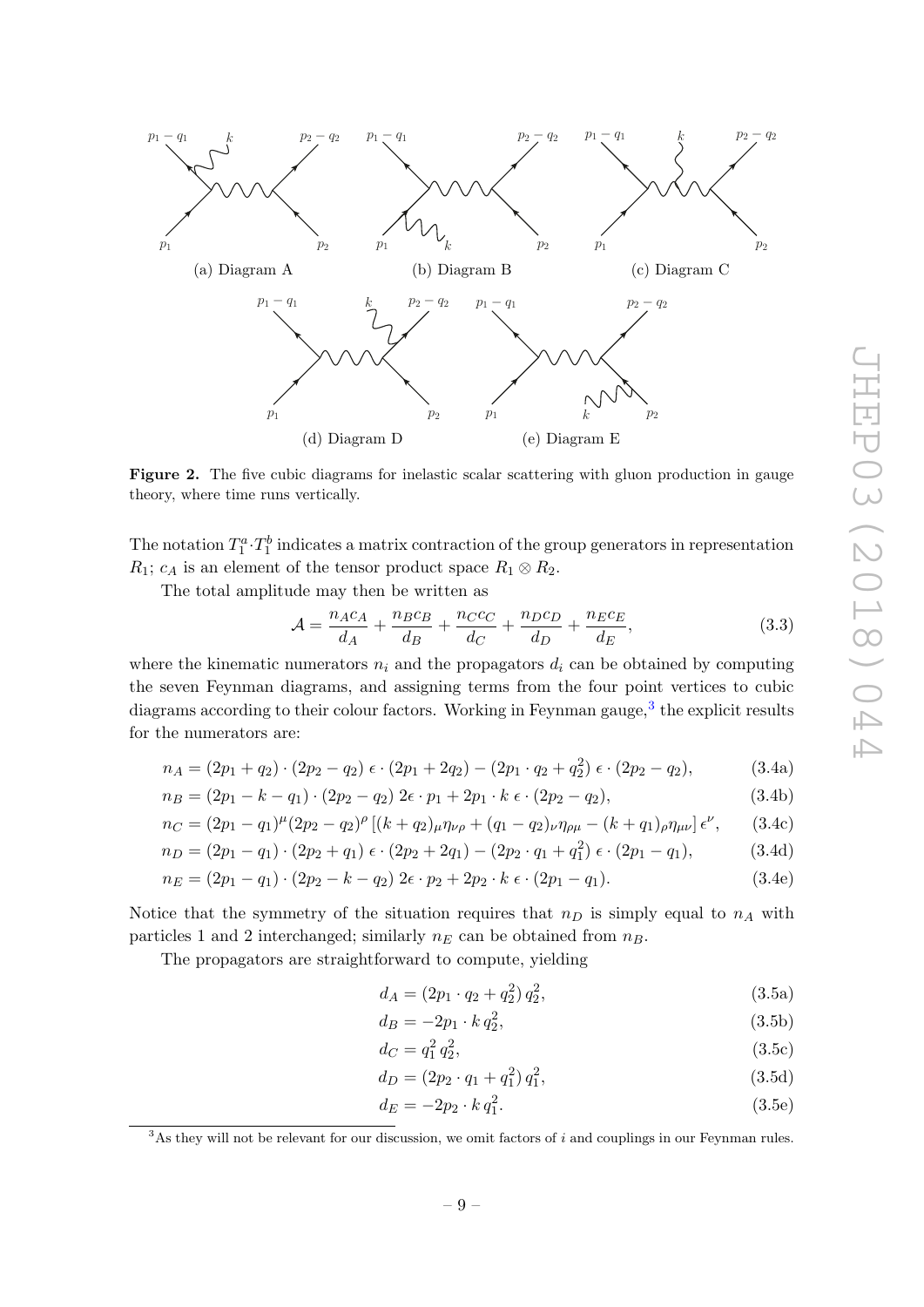(a) Diagram A

(b) Diagram B

(c) Diagram C

(d) Diagram D

(e) Diagram E

**Figure 2.** The five cubic diagrams for inelastic scalar scattering with gluon production in gauge theory, where time runs vertically.

The notation $T_1^a \cdot T_1^b$ indicates a matrix contraction of the group generators in representation $R_1$; $c_A$ is an element of the tensor product space $R_1 \otimes R_2$.

The total amplitude may then be written as

$$\mathcal{A} = \frac{n_A c_A}{d_A} + \frac{n_B c_B}{d_B} + \frac{n_C c_C}{d_C} + \frac{n_D c_D}{d_D} + \frac{n_E c_E}{d_E}, \tag{3.3}$$

where the kinematic numerators $n_i$ and the propagators $d_i$ can be obtained by computing the seven Feynman diagrams, and assigning terms from the four point vertices to cubic diagrams according to their colour factors. Working in Feynman gauge,[3] the explicit results for the numerators are:

$$n_A = (2p_1 + q_2) \cdot (2p_2 - q_2)\, \epsilon \cdot (2p_1 + 2q_2) - (2p_1 \cdot q_2 + q_2^2)\, \epsilon \cdot (2p_2 - q_2), \tag{3.4a}$$

$$n_B = (2p_1 - k - q_1) \cdot (2p_2 - q_2)\, 2\epsilon \cdot p_1 + 2p_1 \cdot k\, \epsilon \cdot (2p_2 - q_2), \tag{3.4b}$$

$$n_C = (2p_1 - q_1)^\mu (2p_2 - q_2)^\rho \left[(k + q_2)_\mu \eta_{\nu\rho} + (q_1 - q_2)_\nu \eta_{\rho\mu} - (k + q_1)_\rho \eta_{\mu\nu}\right] \epsilon^\nu, \tag{3.4c}$$

$$n_D = (2p_1 - q_1) \cdot (2p_2 + q_1)\, \epsilon \cdot (2p_2 + 2q_1) - (2p_2 \cdot q_1 + q_1^2)\, \epsilon \cdot (2p_1 - q_1), \tag{3.4d}$$

$$n_E = (2p_1 - q_1) \cdot (2p_2 - k - q_2)\, 2\epsilon \cdot p_2 + 2p_2 \cdot k\, \epsilon \cdot (2p_1 - q_1). \tag{3.4e}$$

Notice that the symmetry of the situation requires that $n_D$ is simply equal to $n_A$ with particles 1 and 2 interchanged; similarly $n_E$ can be obtained from $n_B$.

The propagators are straightforward to compute, yielding

$$d_A = (2p_1 \cdot q_2 + q_2^2)\, q_2^2, \tag{3.5a}$$

$$d_B = -2p_1 \cdot k\, q_2^2, \tag{3.5b}$$

$$d_C = q_1^2\, q_2^2, \tag{3.5c}$$

$$d_D = (2p_2 \cdot q_1 + q_1^2)\, q_1^2, \tag{3.5d}$$

$$d_E = -2p_2 \cdot k\, q_1^2. \tag{3.5e}$$

[3] As they will not be relevant for our discussion, we omit factors of $i$ and couplings in our Feynman rules.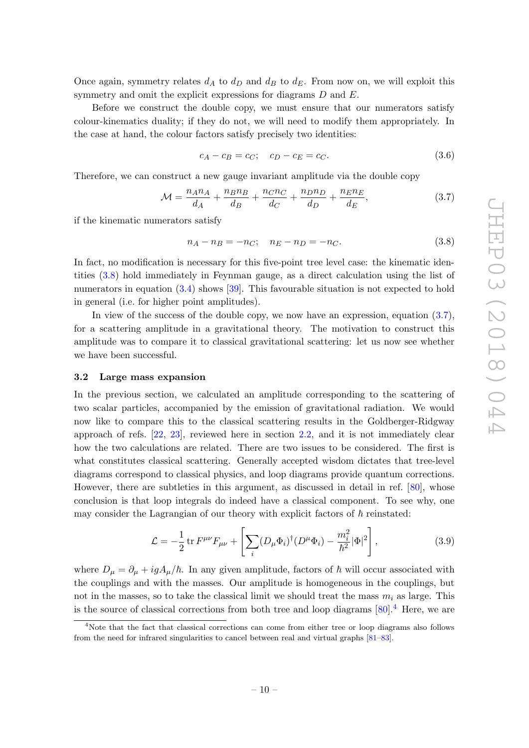Once again, symmetry relates $d_A$ to $d_D$ and $d_B$ to $d_E$. From now on, we will exploit this symmetry and omit the explicit expressions for diagrams $D$ and $E$.

Before we construct the double copy, we must ensure that our numerators satisfy colour-kinematics duality; if they do not, we will need to modify them appropriately. In the case at hand, the colour factors satisfy precisely two identities:

$$c_A - c_B = c_C; \quad c_D - c_E = c_C. \tag{3.6}$$

Therefore, we can construct a new gauge invariant amplitude via the double copy

$$\mathcal{M} = \frac{n_A n_A}{d_A} + \frac{n_B n_B}{d_B} + \frac{n_C n_C}{d_C} + \frac{n_D n_D}{d_D} + \frac{n_E n_E}{d_E}, \tag{3.7}$$

if the kinematic numerators satisfy

$$n_A - n_B = -n_C; \quad n_E - n_D = -n_C. \tag{3.8}$$

In fact, no modification is necessary for this five-point tree level case: the kinematic identities (3.8) hold immediately in Feynman gauge, as a direct calculation using the list of numerators in equation (3.4) shows [39]. This favourable situation is not expected to hold in general (i.e. for higher point amplitudes).

In view of the success of the double copy, we now have an expression, equation (3.7), for a scattering amplitude in a gravitational theory. The motivation to construct this amplitude was to compare it to classical gravitational scattering: let us now see whether we have been successful.

### 3.2 Large mass expansion

In the previous section, we calculated an amplitude corresponding to the scattering of two scalar particles, accompanied by the emission of gravitational radiation. We would now like to compare this to the classical scattering results in the Goldberger-Ridgway approach of refs. [22, 23], reviewed here in section 2.2, and it is not immediately clear how the two calculations are related. There are two issues to be considered. The first is what constitutes classical scattering. Generally accepted wisdom dictates that tree-level diagrams correspond to classical physics, and loop diagrams provide quantum corrections. However, there are subtleties in this argument, as discussed in detail in ref. [80], whose conclusion is that loop integrals do indeed have a classical component. To see why, one may consider the Lagrangian of our theory with explicit factors of $\hbar$ reinstated:

$$\mathcal{L} = -\frac{1}{2}\,\mathrm{tr}\, F^{\mu\nu}F_{\mu\nu} + \left[\sum_i (D_\mu \Phi_i)^\dagger (D^\mu \Phi_i) - \frac{m_i^2}{\hbar^2}|\Phi|^2\right], \tag{3.9}$$

where $D_\mu = \partial_\mu + igA_\mu/\hbar$. In any given amplitude, factors of $\hbar$ will occur associated with the couplings and with the masses. Our amplitude is homogeneous in the couplings, but not in the masses, so to take the classical limit we should treat the mass $m_i$ as large. This is the source of classical corrections from both tree and loop diagrams [80].[4] Here, we are

[4] Note that the fact that classical corrections can come from either tree or loop diagrams also follows from the need for infrared singularities to cancel between real and virtual graphs [81–83].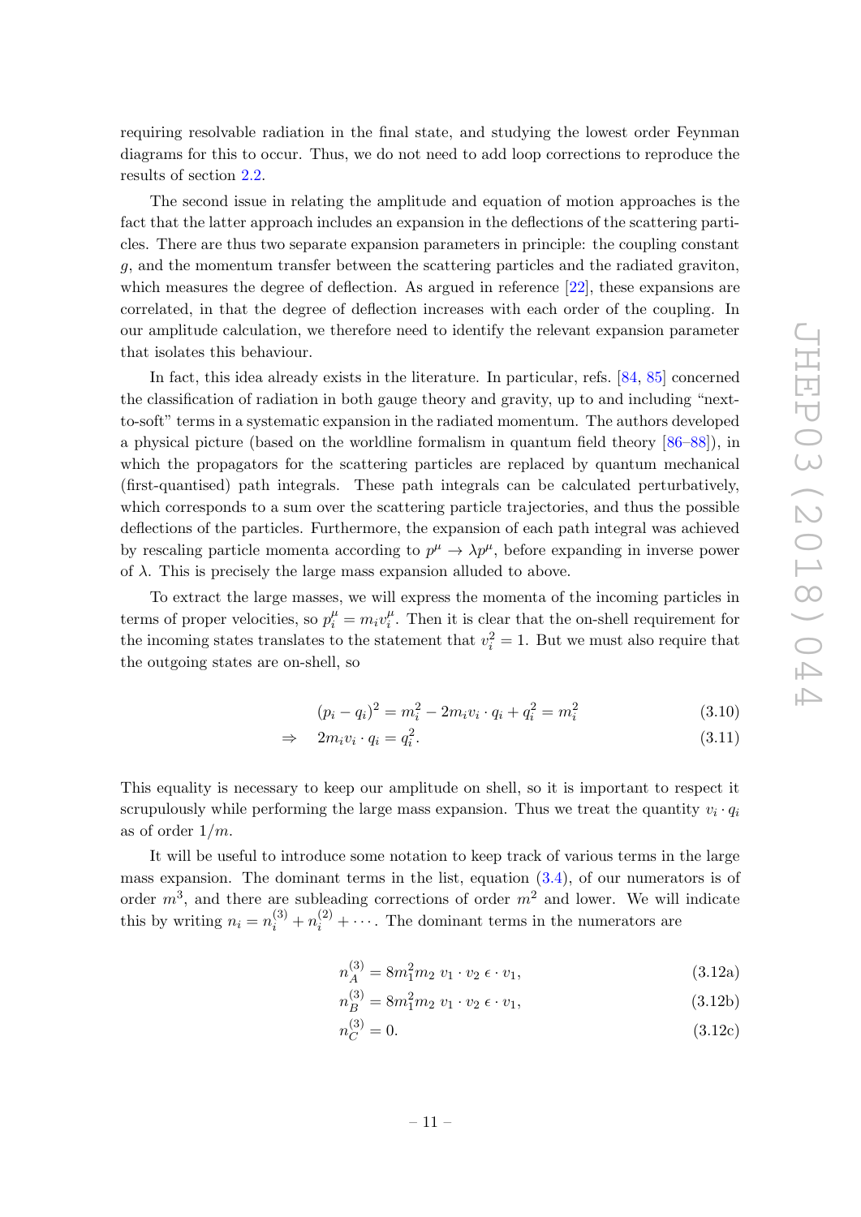requiring resolvable radiation in the final state, and studying the lowest order Feynman diagrams for this to occur. Thus, we do not need to add loop corrections to reproduce the results of section 2.2.

The second issue in relating the amplitude and equation of motion approaches is the fact that the latter approach includes an expansion in the deflections of the scattering particles. There are thus two separate expansion parameters in principle: the coupling constant $g$, and the momentum transfer between the scattering particles and the radiated graviton, which measures the degree of deflection. As argued in reference [22], these expansions are correlated, in that the degree of deflection increases with each order of the coupling. In our amplitude calculation, we therefore need to identify the relevant expansion parameter that isolates this behaviour.

In fact, this idea already exists in the literature. In particular, refs. [84, 85] concerned the classification of radiation in both gauge theory and gravity, up to and including "next-to-soft" terms in a systematic expansion in the radiated momentum. The authors developed a physical picture (based on the worldline formalism in quantum field theory [86–88]), in which the propagators for the scattering particles are replaced by quantum mechanical (first-quantised) path integrals. These path integrals can be calculated perturbatively, which corresponds to a sum over the scattering particle trajectories, and thus the possible deflections of the particles. Furthermore, the expansion of each path integral was achieved by rescaling particle momenta according to $p^\mu \to \lambda p^\mu$, before expanding in inverse power of $\lambda$. This is precisely the large mass expansion alluded to above.

To extract the large masses, we will express the momenta of the incoming particles in terms of proper velocities, so $p_i^\mu = m_i v_i^\mu$. Then it is clear that the on-shell requirement for the incoming states translates to the statement that $v_i^2 = 1$. But we must also require that the outgoing states are on-shell, so

$$(p_i - q_i)^2 = m_i^2 - 2m_i v_i \cdot q_i + q_i^2 = m_i^2 \tag{3.10}$$

$$\Rightarrow \quad 2m_i v_i \cdot q_i = q_i^2. \tag{3.11}$$

This equality is necessary to keep our amplitude on shell, so it is important to respect it scrupulously while performing the large mass expansion. Thus we treat the quantity $v_i \cdot q_i$ as of order $1/m$.

It will be useful to introduce some notation to keep track of various terms in the large mass expansion. The dominant terms in the list, equation (3.4), of our numerators is of order $m^3$, and there are subleading corrections of order $m^2$ and lower. We will indicate this by writing $n_i = n_i^{(3)} + n_i^{(2)} + \cdots$. The dominant terms in the numerators are

$$n_A^{(3)} = 8m_1^2 m_2 \; v_1 \cdot v_2 \; \epsilon \cdot v_1, \tag{3.12a}$$

$$n_B^{(3)} = 8m_1^2 m_2 \; v_1 \cdot v_2 \; \epsilon \cdot v_1, \tag{3.12b}$$

$$n_C^{(3)} = 0. \tag{3.12c}$$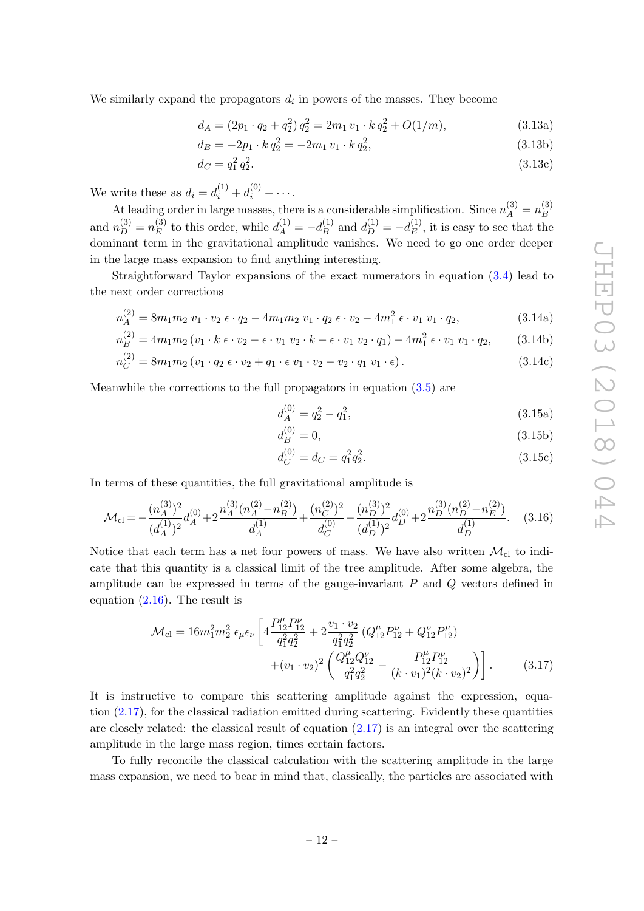We similarly expand the propagators $d_i$ in powers of the masses. They become

$$d_A = (2p_1 \cdot q_2 + q_2^2)\, q_2^2 = 2m_1\, v_1 \cdot k\, q_2^2 + O(1/m), \tag{3.13a}$$

$$d_B = -2p_1 \cdot k\, q_2^2 = -2m_1\, v_1 \cdot k\, q_2^2, \tag{3.13b}$$

$$d_C = q_1^2\, q_2^2. \tag{3.13c}$$

We write these as $d_i = d_i^{(1)} + d_i^{(0)} + \cdots$.

At leading order in large masses, there is a considerable simplification. Since $n_A^{(3)} = n_B^{(3)}$ and $n_D^{(3)} = n_E^{(3)}$ to this order, while $d_A^{(1)} = -d_B^{(1)}$ and $d_D^{(1)} = -d_E^{(1)}$, it is easy to see that the dominant term in the gravitational amplitude vanishes. We need to go one order deeper in the large mass expansion to find anything interesting.

Straightforward Taylor expansions of the exact numerators in equation (3.4) lead to the next order corrections

$$n_A^{(2)} = 8m_1 m_2\; v_1 \cdot v_2\; \epsilon \cdot q_2 - 4m_1 m_2\; v_1 \cdot q_2\; \epsilon \cdot v_2 - 4m_1^2\; \epsilon \cdot v_1\; v_1 \cdot q_2, \tag{3.14a}$$

$$n_B^{(2)} = 4m_1 m_2 \left(v_1 \cdot k\; \epsilon \cdot v_2 - \epsilon \cdot v_1\; v_2 \cdot k - \epsilon \cdot v_1\; v_2 \cdot q_1\right) - 4m_1^2\; \epsilon \cdot v_1\; v_1 \cdot q_2, \tag{3.14b}$$

$$n_C^{(2)} = 8m_1 m_2 \left(v_1 \cdot q_2\; \epsilon \cdot v_2 + q_1 \cdot \epsilon\; v_1 \cdot v_2 - v_2 \cdot q_1\; v_1 \cdot \epsilon\right). \tag{3.14c}$$

Meanwhile the corrections to the full propagators in equation (3.5) are

$$d_A^{(0)} = q_2^2 - q_1^2, \tag{3.15a}$$

$$d_B^{(0)} = 0, \tag{3.15b}$$

$$d_C^{(0)} = d_C = q_1^2 q_2^2. \tag{3.15c}$$

In terms of these quantities, the full gravitational amplitude is

$$\mathcal{M}_{\text{cl}} = -\frac{(n_A^{(3)})^2}{(d_A^{(1)})^2} d_A^{(0)} + 2\frac{n_A^{(3)}(n_A^{(2)} - n_B^{(2)})}{d_A^{(1)}} + \frac{(n_C^{(2)})^2}{d_C^{(0)}} - \frac{(n_D^{(3)})^2}{(d_D^{(1)})^2} d_D^{(0)} + 2\frac{n_D^{(3)}(n_D^{(2)} - n_E^{(2)})}{d_D^{(1)}}. \tag{3.16}$$

Notice that each term has a net four powers of mass. We have also written $\mathcal{M}_{\text{cl}}$ to indicate that this quantity is a classical limit of the tree amplitude. After some algebra, the amplitude can be expressed in terms of the gauge-invariant $P$ and $Q$ vectors defined in equation (2.16). The result is

$$\mathcal{M}_{\text{cl}} = 16 m_1^2 m_2^2\; \epsilon_\mu \epsilon_\nu \left[ 4\frac{P_{12}^\mu P_{12}^\nu}{q_1^2 q_2^2} + 2\frac{v_1 \cdot v_2}{q_1^2 q_2^2} \left(Q_{12}^\mu P_{12}^\nu + Q_{12}^\nu P_{12}^\mu\right) + (v_1 \cdot v_2)^2 \left( \frac{Q_{12}^\mu Q_{12}^\nu}{q_1^2 q_2^2} - \frac{P_{12}^\mu P_{12}^\nu}{(k \cdot v_1)^2 (k \cdot v_2)^2} \right) \right]. \tag{3.17}$$

It is instructive to compare this scattering amplitude against the expression, equation (2.17), for the classical radiation emitted during scattering. Evidently these quantities are closely related: the classical result of equation (2.17) is an integral over the scattering amplitude in the large mass region, times certain factors.

To fully reconcile the classical calculation with the scattering amplitude in the large mass expansion, we need to bear in mind that, classically, the particles are associated with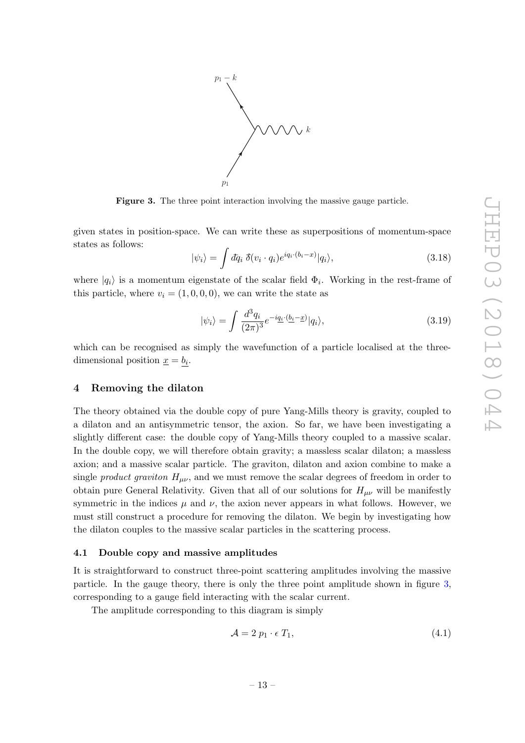**Figure 3.** The three point interaction involving the massive gauge particle.

given states in position-space. We can write these as superpositions of momentum-space states as follows:

$$|\psi_i\rangle = \int đq_i\ \delta\!\!\!{}^{-}(v_i \cdot q_i) e^{iq_i \cdot (b_i - x)} |q_i\rangle, \tag{3.18}$$

where $|q_i\rangle$ is a momentum eigenstate of the scalar field $\Phi_i$. Working in the rest-frame of this particle, where $v_i = (1, 0, 0, 0)$, we can write the state as

$$|\psi_i\rangle = \int \frac{d^3 q_i}{(2\pi)^3} e^{-i\underline{q_i} \cdot (\underline{b_i} - \underline{x})} |q_i\rangle, \tag{3.19}$$

which can be recognised as simply the wavefunction of a particle localised at the three-dimensional position $\underline{x} = \underline{b_i}$.

## 4 Removing the dilaton

The theory obtained via the double copy of pure Yang-Mills theory is gravity, coupled to a dilaton and an antisymmetric tensor, the axion. So far, we have been investigating a slightly different case: the double copy of Yang-Mills theory coupled to a massive scalar. In the double copy, we will therefore obtain gravity; a massless scalar dilaton; a massless axion; and a massive scalar particle. The graviton, dilaton and axion combine to make a single *product graviton* $H_{\mu\nu}$, and we must remove the scalar degrees of freedom in order to obtain pure General Relativity. Given that all of our solutions for $H_{\mu\nu}$ will be manifestly symmetric in the indices $\mu$ and $\nu$, the axion never appears in what follows. However, we must still construct a procedure for removing the dilaton. We begin by investigating how the dilaton couples to the massive scalar particles in the scattering process.

### 4.1 Double copy and massive amplitudes

It is straightforward to construct three-point scattering amplitudes involving the massive particle. In the gauge theory, there is only the three point amplitude shown in figure 3, corresponding to a gauge field interacting with the scalar current.

The amplitude corresponding to this diagram is simply

$$\mathcal{A} = 2\, p_1 \cdot \epsilon\, T_1, \tag{4.1}$$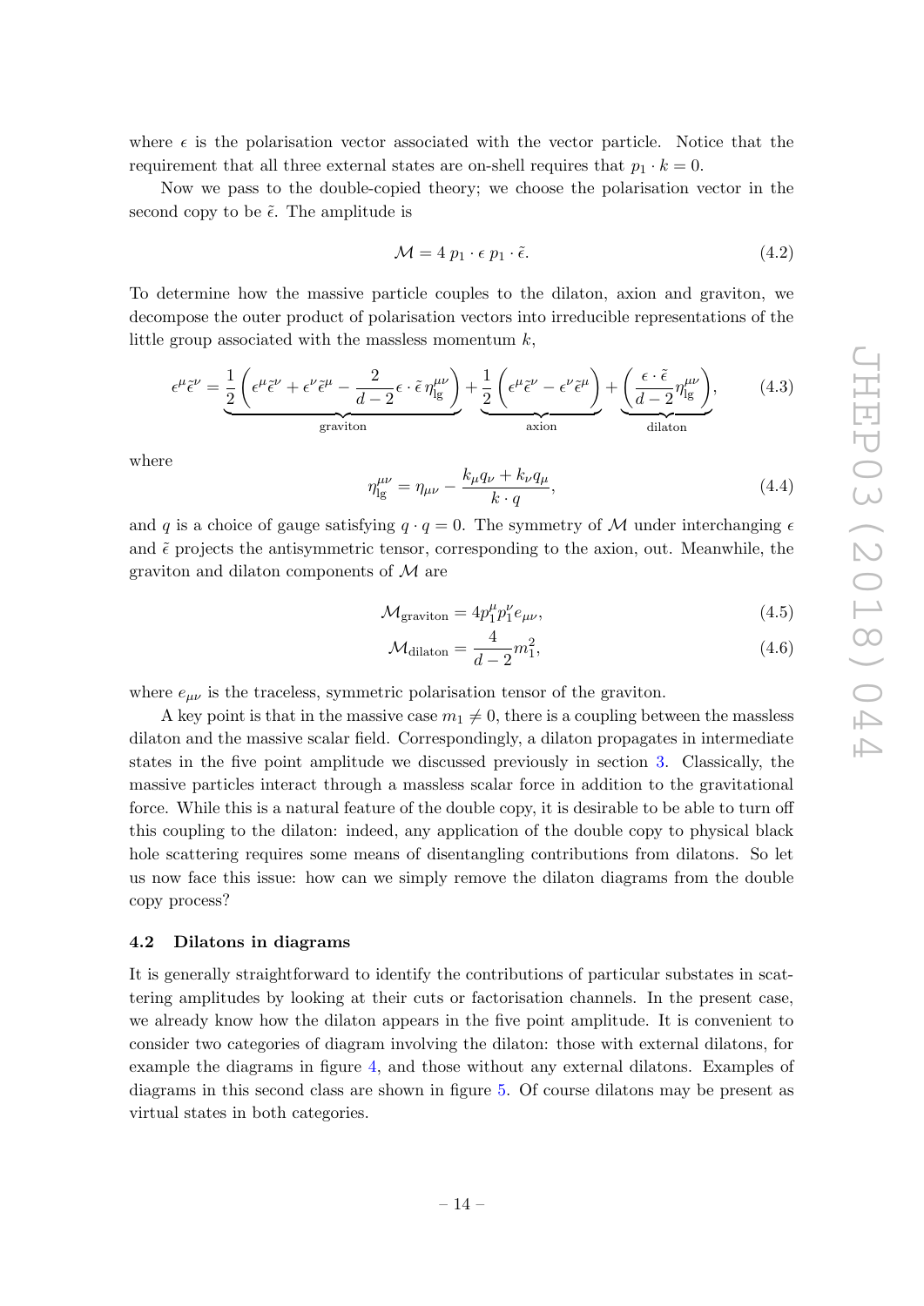where $\epsilon$ is the polarisation vector associated with the vector particle. Notice that the requirement that all three external states are on-shell requires that $p_1 \cdot k = 0$.

Now we pass to the double-copied theory; we choose the polarisation vector in the second copy to be $\tilde{\epsilon}$. The amplitude is

$$\mathcal{M} = 4\, p_1 \cdot \epsilon \; p_1 \cdot \tilde{\epsilon}. \tag{4.2}$$

To determine how the massive particle couples to the dilaton, axion and graviton, we decompose the outer product of polarisation vectors into irreducible representations of the little group associated with the massless momentum $k$,

$$\epsilon^\mu \tilde{\epsilon}^\nu = \underbrace{\frac{1}{2}\left(\epsilon^\mu \tilde{\epsilon}^\nu + \epsilon^\nu \tilde{\epsilon}^\mu - \frac{2}{d-2}\epsilon \cdot \tilde{\epsilon}\, \eta^{\mu\nu}_{\text{lg}}\right)}_{\text{graviton}} + \underbrace{\frac{1}{2}\left(\epsilon^\mu \tilde{\epsilon}^\nu - \epsilon^\nu \tilde{\epsilon}^\mu\right)}_{\text{axion}} + \underbrace{\left(\frac{\epsilon \cdot \tilde{\epsilon}}{d-2}\eta^{\mu\nu}_{\text{lg}}\right)}_{\text{dilaton}}, \tag{4.3}$$

where

$$\eta^{\mu\nu}_{\text{lg}} = \eta_{\mu\nu} - \frac{k_\mu q_\nu + k_\nu q_\mu}{k \cdot q}, \tag{4.4}$$

and $q$ is a choice of gauge satisfying $q \cdot q = 0$. The symmetry of $\mathcal{M}$ under interchanging $\epsilon$ and $\tilde{\epsilon}$ projects the antisymmetric tensor, corresponding to the axion, out. Meanwhile, the graviton and dilaton components of $\mathcal{M}$ are

$$\mathcal{M}_{\text{graviton}} = 4 p_1^\mu p_1^\nu e_{\mu\nu}, \tag{4.5}$$

$$\mathcal{M}_{\text{dilaton}} = \frac{4}{d-2} m_1^2, \tag{4.6}$$

where $e_{\mu\nu}$ is the traceless, symmetric polarisation tensor of the graviton.

A key point is that in the massive case $m_1 \neq 0$, there is a coupling between the massless dilaton and the massive scalar field. Correspondingly, a dilaton propagates in intermediate states in the five point amplitude we discussed previously in section 3. Classically, the massive particles interact through a massless scalar force in addition to the gravitational force. While this is a natural feature of the double copy, it is desirable to be able to turn off this coupling to the dilaton: indeed, any application of the double copy to physical black hole scattering requires some means of disentangling contributions from dilatons. So let us now face this issue: how can we simply remove the dilaton diagrams from the double copy process?

### 4.2 Dilatons in diagrams

It is generally straightforward to identify the contributions of particular substates in scattering amplitudes by looking at their cuts or factorisation channels. In the present case, we already know how the dilaton appears in the five point amplitude. It is convenient to consider two categories of diagram involving the dilaton: those with external dilatons, for example the diagrams in figure 4, and those without any external dilatons. Examples of diagrams in this second class are shown in figure 5. Of course dilatons may be present as virtual states in both categories.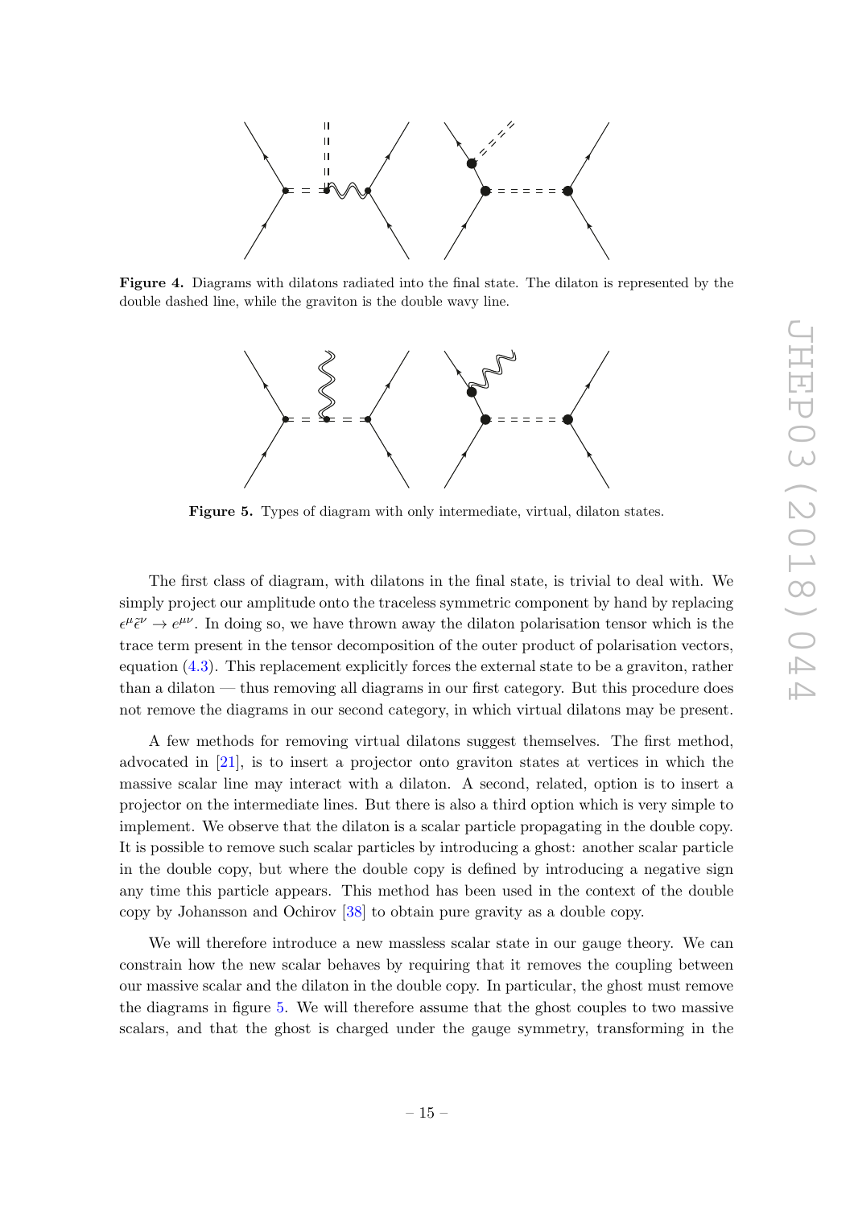**Figure 4.** Diagrams with dilatons radiated into the final state. The dilaton is represented by the double dashed line, while the graviton is the double wavy line.

**Figure 5.** Types of diagram with only intermediate, virtual, dilaton states.

The first class of diagram, with dilatons in the final state, is trivial to deal with. We simply project our amplitude onto the traceless symmetric component by hand by replacing $\epsilon^\mu \tilde{\epsilon}^\nu \to e^{\mu\nu}$. In doing so, we have thrown away the dilaton polarisation tensor which is the trace term present in the tensor decomposition of the outer product of polarisation vectors, equation (4.3). This replacement explicitly forces the external state to be a graviton, rather than a dilaton — thus removing all diagrams in our first category. But this procedure does not remove the diagrams in our second category, in which virtual dilatons may be present.

A few methods for removing virtual dilatons suggest themselves. The first method, advocated in [21], is to insert a projector onto graviton states at vertices in which the massive scalar line may interact with a dilaton. A second, related, option is to insert a projector on the intermediate lines. But there is also a third option which is very simple to implement. We observe that the dilaton is a scalar particle propagating in the double copy. It is possible to remove such scalar particles by introducing a ghost: another scalar particle in the double copy, but where the double copy is defined by introducing a negative sign any time this particle appears. This method has been used in the context of the double copy by Johansson and Ochirov [38] to obtain pure gravity as a double copy.

We will therefore introduce a new massless scalar state in our gauge theory. We can constrain how the new scalar behaves by requiring that it removes the coupling between our massive scalar and the dilaton in the double copy. In particular, the ghost must remove the diagrams in figure 5. We will therefore assume that the ghost couples to two massive scalars, and that the ghost is charged under the gauge symmetry, transforming in the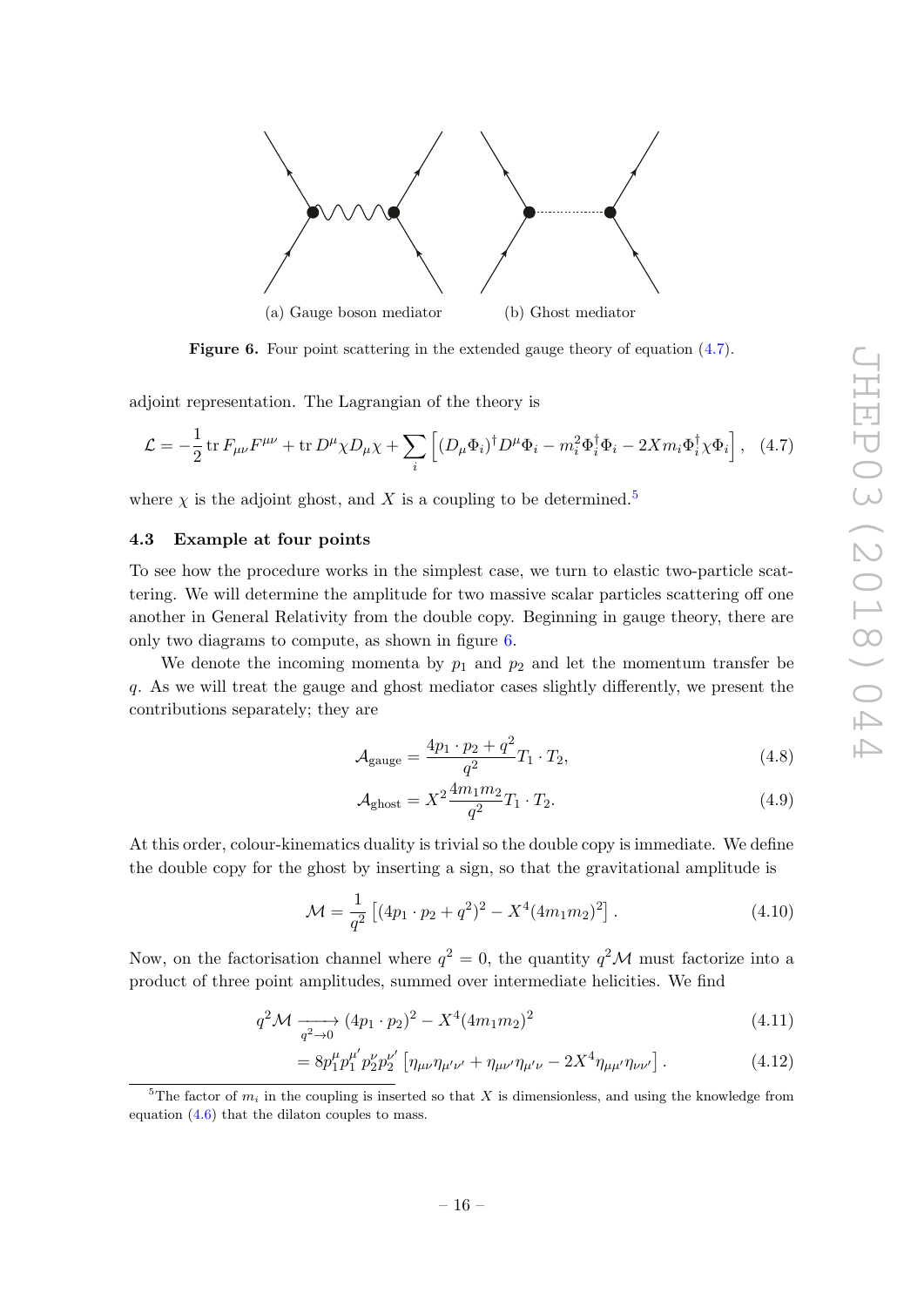(a) Gauge boson mediator (b) Ghost mediator

**Figure 6.** Four point scattering in the extended gauge theory of equation (4.7).

adjoint representation. The Lagrangian of the theory is

$$\mathcal{L} = -\frac{1}{2}\operatorname{tr} F_{\mu\nu}F^{\mu\nu} + \operatorname{tr} D^{\mu}\chi D_{\mu}\chi + \sum_i \left[(D_\mu \Phi_i)^\dagger D^\mu \Phi_i - m_i^2 \Phi_i^\dagger \Phi_i - 2X m_i \Phi_i^\dagger \chi \Phi_i\right], \quad (4.7)$$

where $\chi$ is the adjoint ghost, and $X$ is a coupling to be determined.[5]

### 4.3 Example at four points

To see how the procedure works in the simplest case, we turn to elastic two-particle scattering. We will determine the amplitude for two massive scalar particles scattering off one another in General Relativity from the double copy. Beginning in gauge theory, there are only two diagrams to compute, as shown in figure 6.

We denote the incoming momenta by $p_1$ and $p_2$ and let the momentum transfer be $q$. As we will treat the gauge and ghost mediator cases slightly differently, we present the contributions separately; they are

$$\mathcal{A}_{\text{gauge}} = \frac{4p_1 \cdot p_2 + q^2}{q^2} T_1 \cdot T_2, \quad (4.8)$$

$$\mathcal{A}_{\text{ghost}} = X^2 \frac{4m_1 m_2}{q^2} T_1 \cdot T_2. \quad (4.9)$$

At this order, colour-kinematics duality is trivial so the double copy is immediate. We define the double copy for the ghost by inserting a sign, so that the gravitational amplitude is

$$\mathcal{M} = \frac{1}{q^2}\left[(4p_1 \cdot p_2 + q^2)^2 - X^4 (4m_1 m_2)^2\right]. \quad (4.10)$$

Now, on the factorisation channel where $q^2 = 0$, the quantity $q^2\mathcal{M}$ must factorize into a product of three point amplitudes, summed over intermediate helicities. We find

$$q^2\mathcal{M} \xrightarrow[q^2 \to 0]{} (4p_1 \cdot p_2)^2 - X^4(4m_1 m_2)^2 \quad (4.11)$$

$$= 8p_1^\mu p_1^{\mu'} p_2^\nu p_2^{\nu'} \left[\eta_{\mu\nu}\eta_{\mu'\nu'} + \eta_{\mu\nu'}\eta_{\mu'\nu} - 2X^4 \eta_{\mu\mu'}\eta_{\nu\nu'}\right]. \quad (4.12)$$

[5] The factor of $m_i$ in the coupling is inserted so that $X$ is dimensionless, and using the knowledge from equation (4.6) that the dilaton couples to mass.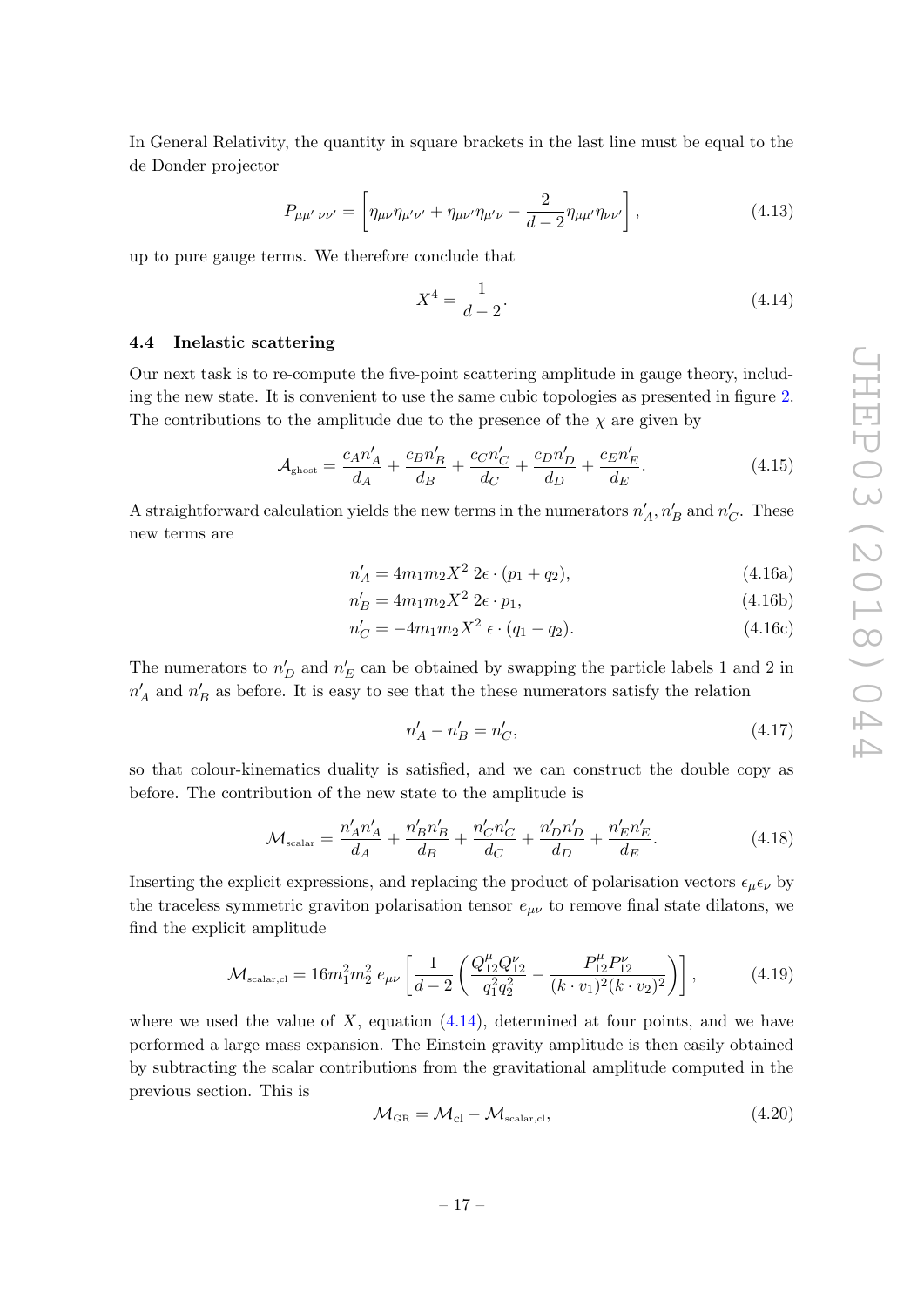In General Relativity, the quantity in square brackets in the last line must be equal to the de Donder projector

$$P_{\mu\mu'\;\nu\nu'} = \left[\eta_{\mu\nu}\eta_{\mu'\nu'} + \eta_{\mu\nu'}\eta_{\mu'\nu} - \frac{2}{d-2}\eta_{\mu\mu'}\eta_{\nu\nu'}\right], \tag{4.13}$$

up to pure gauge terms. We therefore conclude that

$$X^4 = \frac{1}{d-2}. \tag{4.14}$$

### 4.4 Inelastic scattering

Our next task is to re-compute the five-point scattering amplitude in gauge theory, including the new state. It is convenient to use the same cubic topologies as presented in figure 2. The contributions to the amplitude due to the presence of the $\chi$ are given by

$$\mathcal{A}_{\text{ghost}} = \frac{c_A n'_A}{d_A} + \frac{c_B n'_B}{d_B} + \frac{c_C n'_C}{d_C} + \frac{c_D n'_D}{d_D} + \frac{c_E n'_E}{d_E}. \tag{4.15}$$

A straightforward calculation yields the new terms in the numerators $n'_A, n'_B$ and $n'_C$. These new terms are

$$n'_A = 4m_1m_2X^2\; 2\epsilon\cdot(p_1+q_2), \tag{4.16a}$$

$$n'_B = 4m_1m_2X^2\; 2\epsilon\cdot p_1, \tag{4.16b}$$

$$n'_C = -4m_1m_2X^2\; \epsilon\cdot(q_1-q_2). \tag{4.16c}$$

The numerators to $n'_D$ and $n'_E$ can be obtained by swapping the particle labels 1 and 2 in $n'_A$ and $n'_B$ as before. It is easy to see that the these numerators satisfy the relation

$$n'_A - n'_B = n'_C, \tag{4.17}$$

so that colour-kinematics duality is satisfied, and we can construct the double copy as before. The contribution of the new state to the amplitude is

$$\mathcal{M}_{\text{scalar}} = \frac{n'_A n'_A}{d_A} + \frac{n'_B n'_B}{d_B} + \frac{n'_C n'_C}{d_C} + \frac{n'_D n'_D}{d_D} + \frac{n'_E n'_E}{d_E}. \tag{4.18}$$

Inserting the explicit expressions, and replacing the product of polarisation vectors $\epsilon_\mu\epsilon_\nu$ by the traceless symmetric graviton polarisation tensor $e_{\mu\nu}$ to remove final state dilatons, we find the explicit amplitude

$$\mathcal{M}_{\text{scalar,cl}} = 16m_1^2m_2^2\; e_{\mu\nu}\left[\frac{1}{d-2}\left(\frac{Q_{12}^\mu Q_{12}^\nu}{q_1^2q_2^2} - \frac{P_{12}^\mu P_{12}^\nu}{(k\cdot v_1)^2(k\cdot v_2)^2}\right)\right], \tag{4.19}$$

where we used the value of $X$, equation (4.14), determined at four points, and we have performed a large mass expansion. The Einstein gravity amplitude is then easily obtained by subtracting the scalar contributions from the gravitational amplitude computed in the previous section. This is

$$\mathcal{M}_{\text{GR}} = \mathcal{M}_{\text{cl}} - \mathcal{M}_{\text{scalar,cl}}, \tag{4.20}$$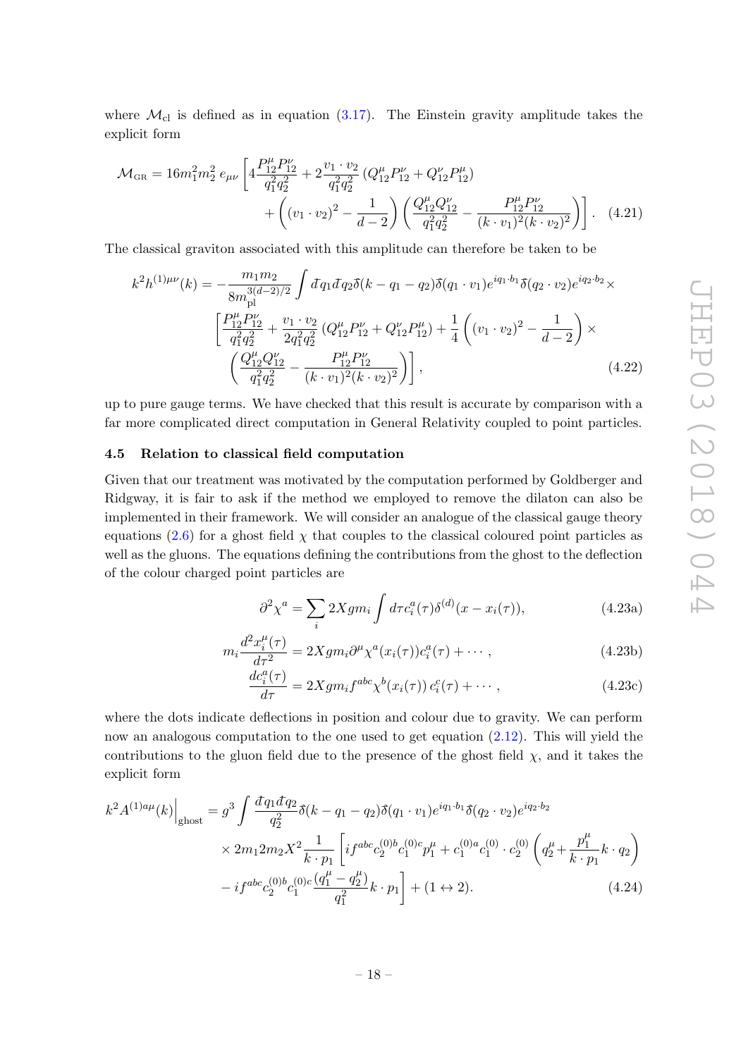where $\mathcal{M}_{\rm cl}$ is defined as in equation (3.17). The Einstein gravity amplitude takes the explicit form

$$\mathcal{M}_{\rm GR} = 16m_1^2m_2^2\, e_{\mu\nu}\left[4\frac{P_{12}^\mu P_{12}^\nu}{q_1^2 q_2^2} + 2\frac{v_1\cdot v_2}{q_1^2 q_2^2}\left(Q_{12}^\mu P_{12}^\nu + Q_{12}^\nu P_{12}^\mu\right) + \left((v_1\cdot v_2)^2 - \frac{1}{d-2}\right)\left(\frac{Q_{12}^\mu Q_{12}^\nu}{q_1^2 q_2^2} - \frac{P_{12}^\mu P_{12}^\nu}{(k\cdot v_1)^2 (k\cdot v_2)^2}\right)\right]. \tag{4.21}$$

The classical graviton associated with this amplitude can therefore be taken to be

$$\begin{aligned}
k^2 h^{(1)\mu\nu}(k) = -\frac{m_1 m_2}{8m_{\rm pl}^{3(d-2)/2}}\int \bar{d}q_1 \bar{d}q_2 \bar{\delta}(k-q_1-q_2)\bar{\delta}(q_1\cdot v_1)e^{iq_1\cdot b_1}\bar{\delta}(q_2\cdot v_2)e^{iq_2\cdot b_2}\times \\
\left[\frac{P_{12}^\mu P_{12}^\nu}{q_1^2 q_2^2} + \frac{v_1\cdot v_2}{2q_1^2 q_2^2}\left(Q_{12}^\mu P_{12}^\nu + Q_{12}^\nu P_{12}^\mu\right) + \frac{1}{4}\left((v_1\cdot v_2)^2 - \frac{1}{d-2}\right)\times \right.\\
\left.\left(\frac{Q_{12}^\mu Q_{12}^\nu}{q_1^2 q_2^2} - \frac{P_{12}^\mu P_{12}^\nu}{(k\cdot v_1)^2 (k\cdot v_2)^2}\right)\right],
\end{aligned} \tag{4.22}$$

up to pure gauge terms. We have checked that this result is accurate by comparison with a far more complicated direct computation in General Relativity coupled to point particles.

### 4.5 Relation to classical field computation

Given that our treatment was motivated by the computation performed by Goldberger and Ridgway, it is fair to ask if the method we employed to remove the dilaton can also be implemented in their framework. We will consider an analogue of the classical gauge theory equations (2.6) for a ghost field $\chi$ that couples to the classical coloured point particles as well as the gluons. The equations defining the contributions from the ghost to the deflection of the colour charged point particles are

$$\partial^2 \chi^a = \sum_i 2Xgm_i \int d\tau c_i^a(\tau)\delta^{(d)}(x - x_i(\tau)), \tag{4.23a}$$

$$m_i \frac{d^2 x_i^\mu(\tau)}{d\tau^2} = 2Xgm_i \partial^\mu \chi^a(x_i(\tau))c_i^a(\tau) + \cdots, \tag{4.23b}$$

$$\frac{dc_i^a(\tau)}{d\tau} = 2Xgm_i f^{abc}\chi^b(x_i(\tau))\, c_i^c(\tau) + \cdots, \tag{4.23c}$$

where the dots indicate deflections in position and colour due to gravity. We can perform now an analogous computation to the one used to get equation (2.12). This will yield the contributions to the gluon field due to the presence of the ghost field $\chi$, and it takes the explicit form

$$\begin{aligned}
k^2 A^{(1)a\mu}(k)\Big|_{\rm ghost} = g^3 \int \frac{\bar{d}q_1 \bar{d}q_2}{q_2^2}\bar{\delta}(k-q_1-q_2)\bar{\delta}(q_1\cdot v_1)e^{iq_1\cdot b_1}\bar{\delta}(q_2\cdot v_2)e^{iq_2\cdot b_2} \\
\times 2m_1 2m_2 X^2 \frac{1}{k\cdot p_1}\left[if^{abc}c_2^{(0)b}c_1^{(0)c}p_1^\mu + c_1^{(0)a}c_1^{(0)}\cdot c_2^{(0)}\left(q_2^\mu + \frac{p_1^\mu}{k\cdot p_1}k\cdot q_2\right)\right. \\
\left. - if^{abc}c_2^{(0)b}c_1^{(0)c}\frac{(q_1^\mu - q_2^\mu)}{q_1^2}k\cdot p_1\right] + (1\leftrightarrow 2).
\end{aligned} \tag{4.24}$$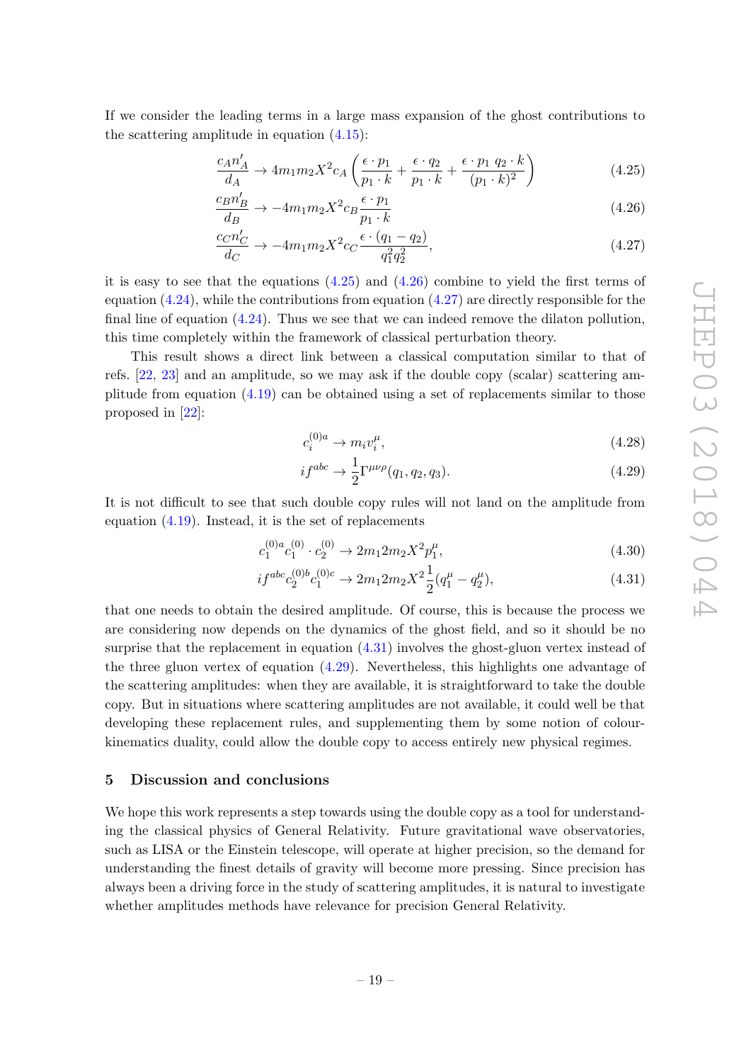If we consider the leading terms in a large mass expansion of the ghost contributions to the scattering amplitude in equation (4.15):

$$\frac{c_A n'_A}{d_A} \to 4m_1 m_2 X^2 c_A \left( \frac{\epsilon \cdot p_1}{p_1 \cdot k} + \frac{\epsilon \cdot q_2}{p_1 \cdot k} + \frac{\epsilon \cdot p_1 \; q_2 \cdot k}{(p_1 \cdot k)^2} \right) \tag{4.25}$$

$$\frac{c_B n'_B}{d_B} \to -4m_1 m_2 X^2 c_B \frac{\epsilon \cdot p_1}{p_1 \cdot k} \tag{4.26}$$

$$\frac{c_C n'_C}{d_C} \to -4m_1 m_2 X^2 c_C \frac{\epsilon \cdot (q_1 - q_2)}{q_1^2 q_2^2}, \tag{4.27}$$

it is easy to see that the equations (4.25) and (4.26) combine to yield the first terms of equation (4.24), while the contributions from equation (4.27) are directly responsible for the final line of equation (4.24). Thus we see that we can indeed remove the dilaton pollution, this time completely within the framework of classical perturbation theory.

This result shows a direct link between a classical computation similar to that of refs. [22, 23] and an amplitude, so we may ask if the double copy (scalar) scattering amplitude from equation (4.19) can be obtained using a set of replacements similar to those proposed in [22]:

$$c_i^{(0)a} \to m_i v_i^\mu, \tag{4.28}$$

$$if^{abc} \to \frac{1}{2}\Gamma^{\mu\nu\rho}(q_1, q_2, q_3). \tag{4.29}$$

It is not difficult to see that such double copy rules will not land on the amplitude from equation (4.19). Instead, it is the set of replacements

$$c_1^{(0)a} c_1^{(0)} \cdot c_2^{(0)} \to 2m_1 2m_2 X^2 p_1^\mu, \tag{4.30}$$

$$if^{abc} c_2^{(0)b} c_1^{(0)c} \to 2m_1 2m_2 X^2 \frac{1}{2}(q_1^\mu - q_2^\mu), \tag{4.31}$$

that one needs to obtain the desired amplitude. Of course, this is because the process we are considering now depends on the dynamics of the ghost field, and so it should be no surprise that the replacement in equation (4.31) involves the ghost-gluon vertex instead of the three gluon vertex of equation (4.29). Nevertheless, this highlights one advantage of the scattering amplitudes: when they are available, it is straightforward to take the double copy. But in situations where scattering amplitudes are not available, it could well be that developing these replacement rules, and supplementing them by some notion of colour-kinematics duality, could allow the double copy to access entirely new physical regimes.

## 5 Discussion and conclusions

We hope this work represents a step towards using the double copy as a tool for understanding the classical physics of General Relativity. Future gravitational wave observatories, such as LISA or the Einstein telescope, will operate at higher precision, so the demand for understanding the finest details of gravity will become more pressing. Since precision has always been a driving force in the study of scattering amplitudes, it is natural to investigate whether amplitudes methods have relevance for precision General Relativity.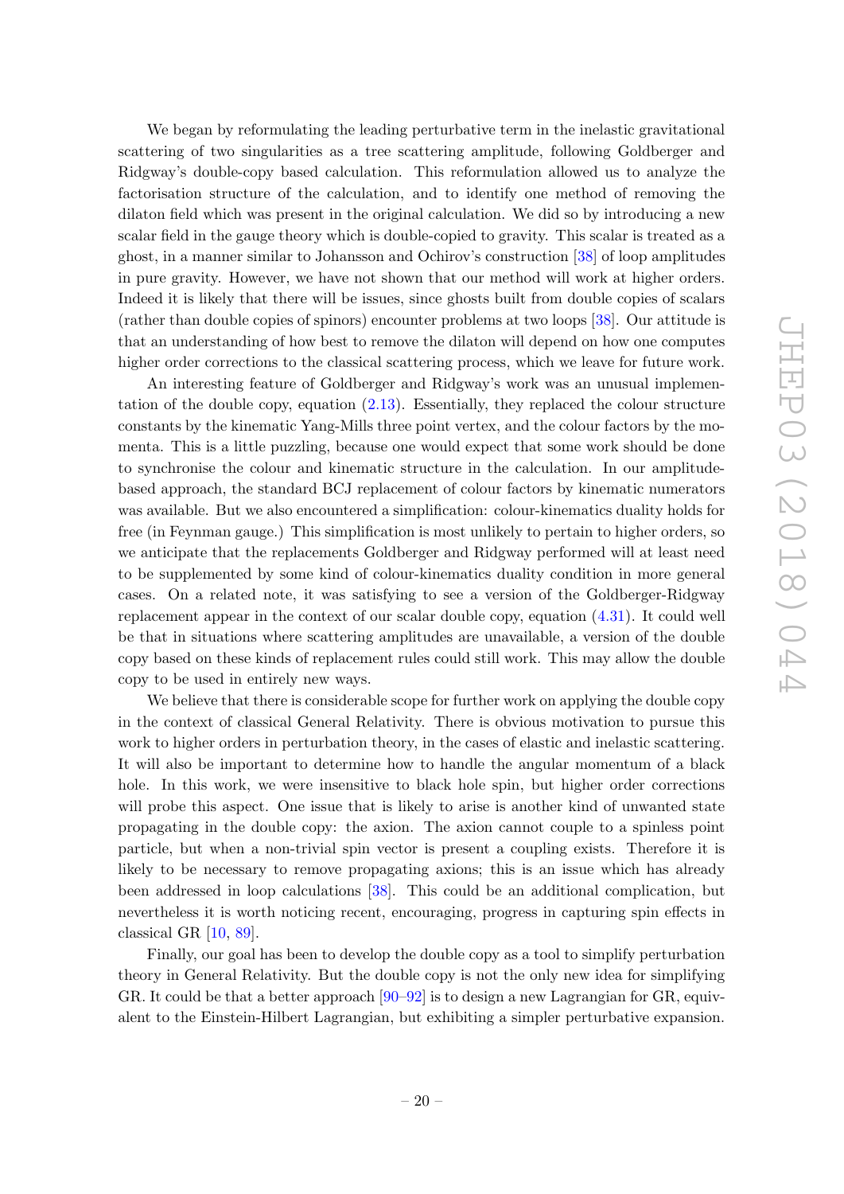We began by reformulating the leading perturbative term in the inelastic gravitational scattering of two singularities as a tree scattering amplitude, following Goldberger and Ridgway's double-copy based calculation. This reformulation allowed us to analyze the factorisation structure of the calculation, and to identify one method of removing the dilaton field which was present in the original calculation. We did so by introducing a new scalar field in the gauge theory which is double-copied to gravity. This scalar is treated as a ghost, in a manner similar to Johansson and Ochirov's construction [38] of loop amplitudes in pure gravity. However, we have not shown that our method will work at higher orders. Indeed it is likely that there will be issues, since ghosts built from double copies of scalars (rather than double copies of spinors) encounter problems at two loops [38]. Our attitude is that an understanding of how best to remove the dilaton will depend on how one computes higher order corrections to the classical scattering process, which we leave for future work.

An interesting feature of Goldberger and Ridgway's work was an unusual implementation of the double copy, equation (2.13). Essentially, they replaced the colour structure constants by the kinematic Yang-Mills three point vertex, and the colour factors by the momenta. This is a little puzzling, because one would expect that some work should be done to synchronise the colour and kinematic structure in the calculation. In our amplitude-based approach, the standard BCJ replacement of colour factors by kinematic numerators was available. But we also encountered a simplification: colour-kinematics duality holds for free (in Feynman gauge.) This simplification is most unlikely to pertain to higher orders, so we anticipate that the replacements Goldberger and Ridgway performed will at least need to be supplemented by some kind of colour-kinematics duality condition in more general cases. On a related note, it was satisfying to see a version of the Goldberger-Ridgway replacement appear in the context of our scalar double copy, equation (4.31). It could well be that in situations where scattering amplitudes are unavailable, a version of the double copy based on these kinds of replacement rules could still work. This may allow the double copy to be used in entirely new ways.

We believe that there is considerable scope for further work on applying the double copy in the context of classical General Relativity. There is obvious motivation to pursue this work to higher orders in perturbation theory, in the cases of elastic and inelastic scattering. It will also be important to determine how to handle the angular momentum of a black hole. In this work, we were insensitive to black hole spin, but higher order corrections will probe this aspect. One issue that is likely to arise is another kind of unwanted state propagating in the double copy: the axion. The axion cannot couple to a spinless point particle, but when a non-trivial spin vector is present a coupling exists. Therefore it is likely to be necessary to remove propagating axions; this is an issue which has already been addressed in loop calculations [38]. This could be an additional complication, but nevertheless it is worth noticing recent, encouraging, progress in capturing spin effects in classical GR [10, 89].

Finally, our goal has been to develop the double copy as a tool to simplify perturbation theory in General Relativity. But the double copy is not the only new idea for simplifying GR. It could be that a better approach [90–92] is to design a new Lagrangian for GR, equivalent to the Einstein-Hilbert Lagrangian, but exhibiting a simpler perturbative expansion.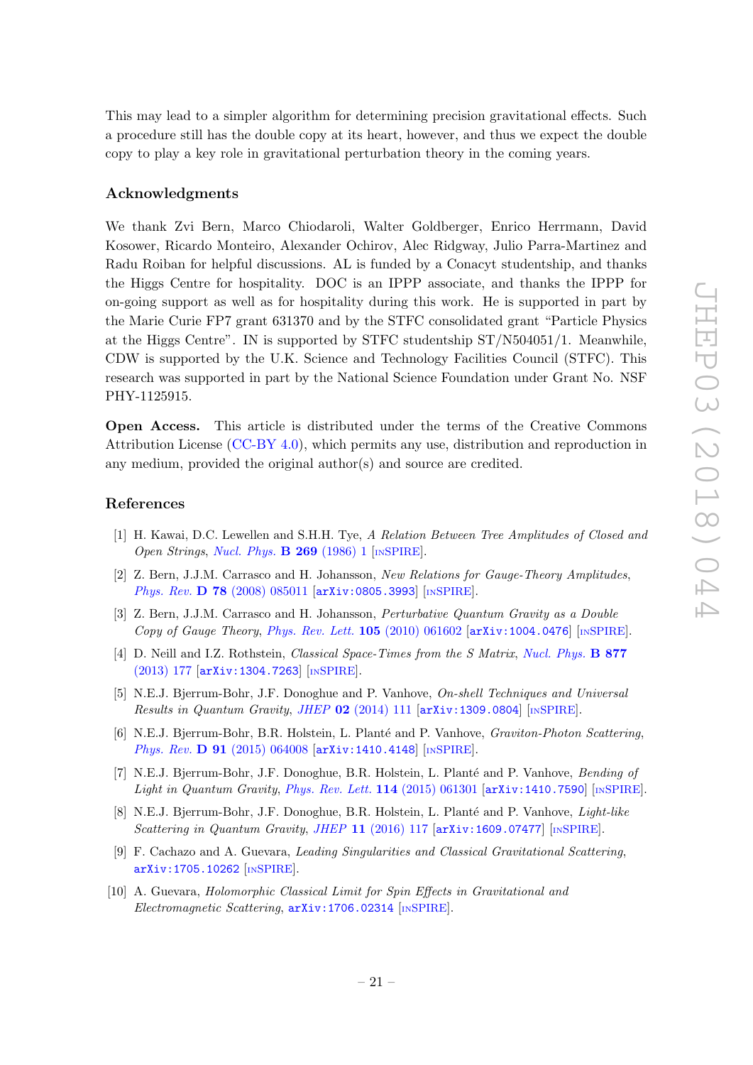This may lead to a simpler algorithm for determining precision gravitational effects. Such a procedure still has the double copy at its heart, however, and thus we expect the double copy to play a key role in gravitational perturbation theory in the coming years.

## Acknowledgments

We thank Zvi Bern, Marco Chiodaroli, Walter Goldberger, Enrico Herrmann, David Kosower, Ricardo Monteiro, Alexander Ochirov, Alec Ridgway, Julio Parra-Martinez and Radu Roiban for helpful discussions. AL is funded by a Conacyt studentship, and thanks the Higgs Centre for hospitality. DOC is an IPPP associate, and thanks the IPPP for on-going support as well as for hospitality during this work. He is supported in part by the Marie Curie FP7 grant 631370 and by the STFC consolidated grant "Particle Physics at the Higgs Centre". IN is supported by STFC studentship ST/N504051/1. Meanwhile, CDW is supported by the U.K. Science and Technology Facilities Council (STFC). This research was supported in part by the National Science Foundation under Grant No. NSF PHY-1125915.

**Open Access.** This article is distributed under the terms of the Creative Commons Attribution License (CC-BY 4.0), which permits any use, distribution and reproduction in any medium, provided the original author(s) and source are credited.

## References

[1] H. Kawai, D.C. Lewellen and S.H.H. Tye, *A Relation Between Tree Amplitudes of Closed and Open Strings*, Nucl. Phys. **B 269** (1986) 1 [INSPIRE].

[2] Z. Bern, J.J.M. Carrasco and H. Johansson, *New Relations for Gauge-Theory Amplitudes*, Phys. Rev. **D 78** (2008) 085011 [arXiv:0805.3993] [INSPIRE].

[3] Z. Bern, J.J.M. Carrasco and H. Johansson, *Perturbative Quantum Gravity as a Double Copy of Gauge Theory*, Phys. Rev. Lett. **105** (2010) 061602 [arXiv:1004.0476] [INSPIRE].

[4] D. Neill and I.Z. Rothstein, *Classical Space-Times from the S Matrix*, Nucl. Phys. **B 877** (2013) 177 [arXiv:1304.7263] [INSPIRE].

[5] N.E.J. Bjerrum-Bohr, J.F. Donoghue and P. Vanhove, *On-shell Techniques and Universal Results in Quantum Gravity*, JHEP **02** (2014) 111 [arXiv:1309.0804] [INSPIRE].

[6] N.E.J. Bjerrum-Bohr, B.R. Holstein, L. Planté and P. Vanhove, *Graviton-Photon Scattering*, Phys. Rev. **D 91** (2015) 064008 [arXiv:1410.4148] [INSPIRE].

[7] N.E.J. Bjerrum-Bohr, J.F. Donoghue, B.R. Holstein, L. Planté and P. Vanhove, *Bending of Light in Quantum Gravity*, Phys. Rev. Lett. **114** (2015) 061301 [arXiv:1410.7590] [INSPIRE].

[8] N.E.J. Bjerrum-Bohr, J.F. Donoghue, B.R. Holstein, L. Planté and P. Vanhove, *Light-like Scattering in Quantum Gravity*, JHEP **11** (2016) 117 [arXiv:1609.07477] [INSPIRE].

[9] F. Cachazo and A. Guevara, *Leading Singularities and Classical Gravitational Scattering*, arXiv:1705.10262 [INSPIRE].

[10] A. Guevara, *Holomorphic Classical Limit for Spin Effects in Gravitational and Electromagnetic Scattering*, arXiv:1706.02314 [INSPIRE].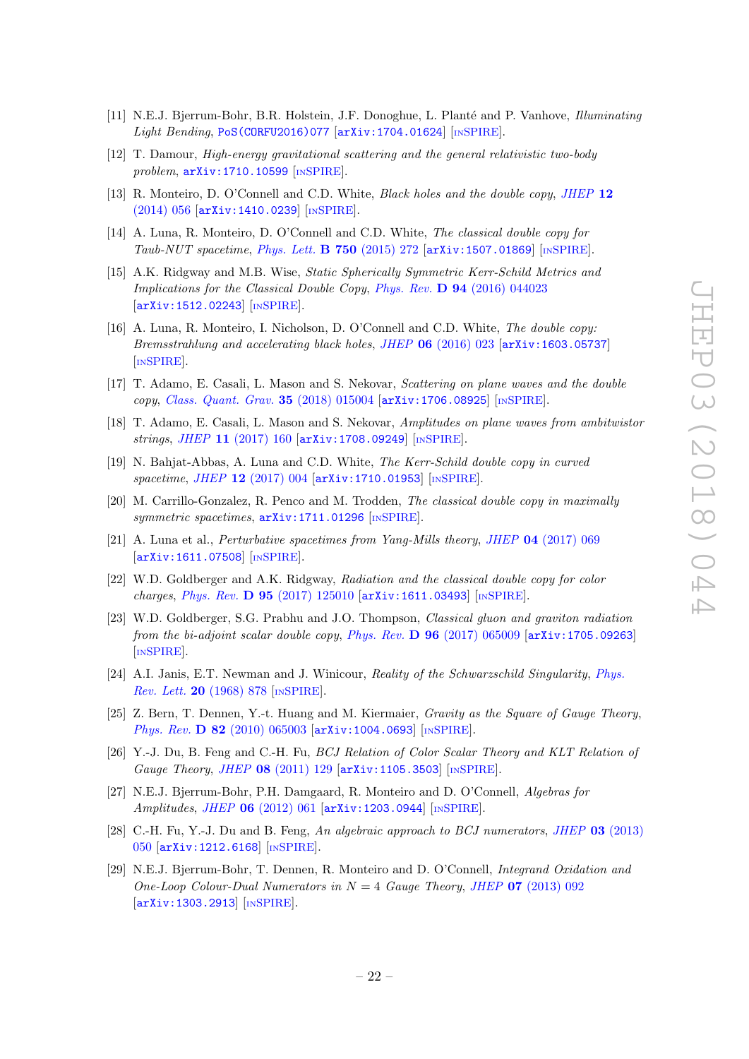- [11] N.E.J. Bjerrum-Bohr, B.R. Holstein, J.F. Donoghue, L. Planté and P. Vanhove, *Illuminating Light Bending*, PoS(CORFU2016)077 [arXiv:1704.01624] [INSPIRE].
- [12] T. Damour, *High-energy gravitational scattering and the general relativistic two-body problem*, arXiv:1710.10599 [INSPIRE].
- [13] R. Monteiro, D. O'Connell and C.D. White, *Black holes and the double copy*, JHEP **12** (2014) 056 [arXiv:1410.0239] [INSPIRE].
- [14] A. Luna, R. Monteiro, D. O'Connell and C.D. White, *The classical double copy for Taub-NUT spacetime*, Phys. Lett. **B 750** (2015) 272 [arXiv:1507.01869] [INSPIRE].
- [15] A.K. Ridgway and M.B. Wise, *Static Spherically Symmetric Kerr-Schild Metrics and Implications for the Classical Double Copy*, Phys. Rev. **D 94** (2016) 044023 [arXiv:1512.02243] [INSPIRE].
- [16] A. Luna, R. Monteiro, I. Nicholson, D. O'Connell and C.D. White, *The double copy: Bremsstrahlung and accelerating black holes*, JHEP **06** (2016) 023 [arXiv:1603.05737] [INSPIRE].
- [17] T. Adamo, E. Casali, L. Mason and S. Nekovar, *Scattering on plane waves and the double copy*, Class. Quant. Grav. **35** (2018) 015004 [arXiv:1706.08925] [INSPIRE].
- [18] T. Adamo, E. Casali, L. Mason and S. Nekovar, *Amplitudes on plane waves from ambitwistor strings*, JHEP **11** (2017) 160 [arXiv:1708.09249] [INSPIRE].
- [19] N. Bahjat-Abbas, A. Luna and C.D. White, *The Kerr-Schild double copy in curved spacetime*, JHEP **12** (2017) 004 [arXiv:1710.01953] [INSPIRE].
- [20] M. Carrillo-Gonzalez, R. Penco and M. Trodden, *The classical double copy in maximally symmetric spacetimes*, arXiv:1711.01296 [INSPIRE].
- [21] A. Luna et al., *Perturbative spacetimes from Yang-Mills theory*, JHEP **04** (2017) 069 [arXiv:1611.07508] [INSPIRE].
- [22] W.D. Goldberger and A.K. Ridgway, *Radiation and the classical double copy for color charges*, Phys. Rev. **D 95** (2017) 125010 [arXiv:1611.03493] [INSPIRE].
- [23] W.D. Goldberger, S.G. Prabhu and J.O. Thompson, *Classical gluon and graviton radiation from the bi-adjoint scalar double copy*, Phys. Rev. **D 96** (2017) 065009 [arXiv:1705.09263] [INSPIRE].
- [24] A.I. Janis, E.T. Newman and J. Winicour, *Reality of the Schwarzschild Singularity*, Phys. Rev. Lett. **20** (1968) 878 [INSPIRE].
- [25] Z. Bern, T. Dennen, Y.-t. Huang and M. Kiermaier, *Gravity as the Square of Gauge Theory*, Phys. Rev. **D 82** (2010) 065003 [arXiv:1004.0693] [INSPIRE].
- [26] Y.-J. Du, B. Feng and C.-H. Fu, *BCJ Relation of Color Scalar Theory and KLT Relation of Gauge Theory*, JHEP **08** (2011) 129 [arXiv:1105.3503] [INSPIRE].
- [27] N.E.J. Bjerrum-Bohr, P.H. Damgaard, R. Monteiro and D. O'Connell, *Algebras for Amplitudes*, JHEP **06** (2012) 061 [arXiv:1203.0944] [INSPIRE].
- [28] C.-H. Fu, Y.-J. Du and B. Feng, *An algebraic approach to BCJ numerators*, JHEP **03** (2013) 050 [arXiv:1212.6168] [INSPIRE].
- [29] N.E.J. Bjerrum-Bohr, T. Dennen, R. Monteiro and D. O'Connell, *Integrand Oxidation and One-Loop Colour-Dual Numerators in $N = 4$ Gauge Theory*, JHEP **07** (2013) 092 [arXiv:1303.2913] [INSPIRE].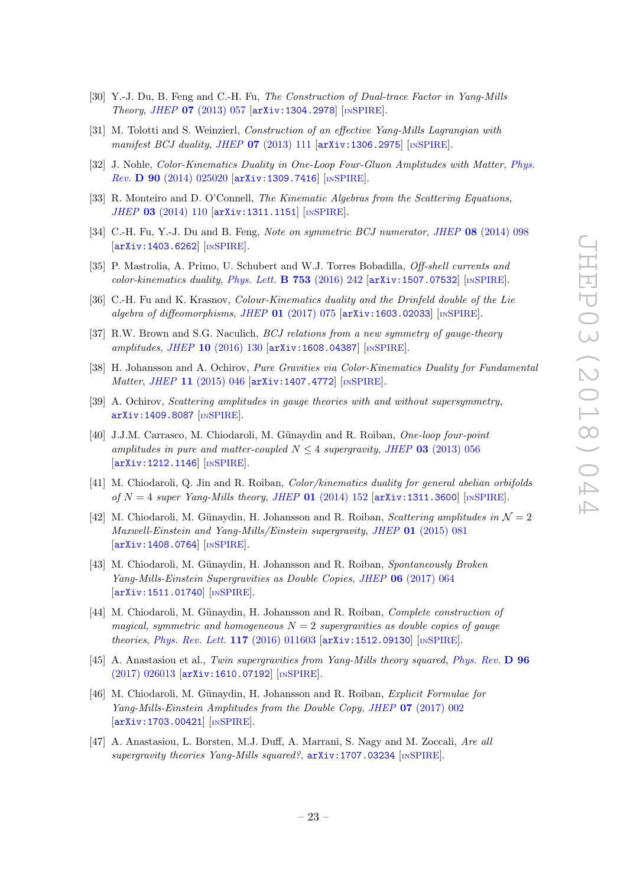[30] Y.-J. Du, B. Feng and C.-H. Fu, *The Construction of Dual-trace Factor in Yang-Mills Theory*, JHEP **07** (2013) 057 [arXiv:1304.2978] [INSPIRE].

[31] M. Tolotti and S. Weinzierl, *Construction of an effective Yang-Mills Lagrangian with manifest BCJ duality*, JHEP **07** (2013) 111 [arXiv:1306.2975] [INSPIRE].

[32] J. Nohle, *Color-Kinematics Duality in One-Loop Four-Gluon Amplitudes with Matter*, Phys. Rev. **D 90** (2014) 025020 [arXiv:1309.7416] [INSPIRE].

[33] R. Monteiro and D. O'Connell, *The Kinematic Algebras from the Scattering Equations*, JHEP **03** (2014) 110 [arXiv:1311.1151] [INSPIRE].

[34] C.-H. Fu, Y.-J. Du and B. Feng, *Note on symmetric BCJ numerator*, JHEP **08** (2014) 098 [arXiv:1403.6262] [INSPIRE].

[35] P. Mastrolia, A. Primo, U. Schubert and W.J. Torres Bobadilla, *Off-shell currents and color-kinematics duality*, Phys. Lett. **B 753** (2016) 242 [arXiv:1507.07532] [INSPIRE].

[36] C.-H. Fu and K. Krasnov, *Colour-Kinematics duality and the Drinfeld double of the Lie algebra of diffeomorphisms*, JHEP **01** (2017) 075 [arXiv:1603.02033] [INSPIRE].

[37] R.W. Brown and S.G. Naculich, *BCJ relations from a new symmetry of gauge-theory amplitudes*, JHEP **10** (2016) 130 [arXiv:1608.04387] [INSPIRE].

[38] H. Johansson and A. Ochirov, *Pure Gravities via Color-Kinematics Duality for Fundamental Matter*, JHEP **11** (2015) 046 [arXiv:1407.4772] [INSPIRE].

[39] A. Ochirov, *Scattering amplitudes in gauge theories with and without supersymmetry*, arXiv:1409.8087 [INSPIRE].

[40] J.J.M. Carrasco, M. Chiodaroli, M. Günaydin and R. Roiban, *One-loop four-point amplitudes in pure and matter-coupled $N \leq 4$ supergravity*, JHEP **03** (2013) 056 [arXiv:1212.1146] [INSPIRE].

[41] M. Chiodaroli, Q. Jin and R. Roiban, *Color/kinematics duality for general abelian orbifolds of $N = 4$ super Yang-Mills theory*, JHEP **01** (2014) 152 [arXiv:1311.3600] [INSPIRE].

[42] M. Chiodaroli, M. Günaydin, H. Johansson and R. Roiban, *Scattering amplitudes in $\mathcal{N} = 2$ Maxwell-Einstein and Yang-Mills/Einstein supergravity*, JHEP **01** (2015) 081 [arXiv:1408.0764] [INSPIRE].

[43] M. Chiodaroli, M. Günaydin, H. Johansson and R. Roiban, *Spontaneously Broken Yang-Mills-Einstein Supergravities as Double Copies*, JHEP **06** (2017) 064 [arXiv:1511.01740] [INSPIRE].

[44] M. Chiodaroli, M. Günaydin, H. Johansson and R. Roiban, *Complete construction of magical, symmetric and homogeneous $N = 2$ supergravities as double copies of gauge theories*, Phys. Rev. Lett. **117** (2016) 011603 [arXiv:1512.09130] [INSPIRE].

[45] A. Anastasiou et al., *Twin supergravities from Yang-Mills theory squared*, Phys. Rev. **D 96** (2017) 026013 [arXiv:1610.07192] [INSPIRE].

[46] M. Chiodaroli, M. Günaydin, H. Johansson and R. Roiban, *Explicit Formulae for Yang-Mills-Einstein Amplitudes from the Double Copy*, JHEP **07** (2017) 002 [arXiv:1703.00421] [INSPIRE].

[47] A. Anastasiou, L. Borsten, M.J. Duff, A. Marrani, S. Nagy and M. Zoccali, *Are all supergravity theories Yang-Mills squared?*, arXiv:1707.03234 [INSPIRE].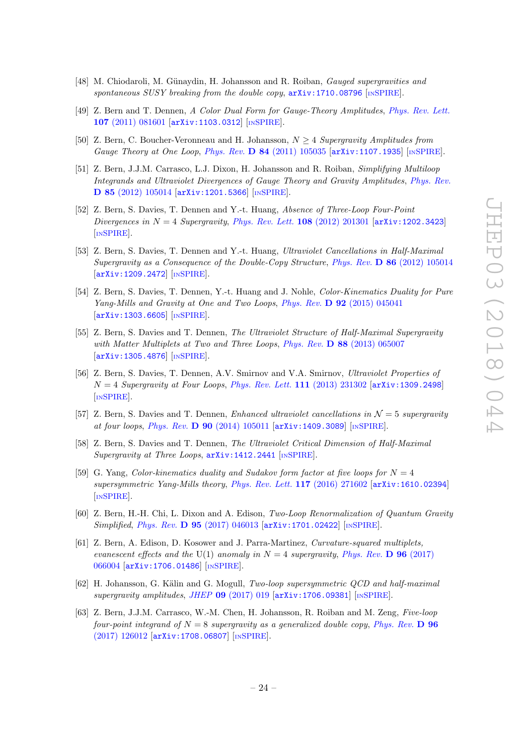[48] M. Chiodaroli, M. Günaydin, H. Johansson and R. Roiban, *Gauged supergravities and spontaneous SUSY breaking from the double copy*, arXiv:1710.08796 [INSPIRE].

[49] Z. Bern and T. Dennen, *A Color Dual Form for Gauge-Theory Amplitudes*, *Phys. Rev. Lett.* **107** (2011) 081601 [arXiv:1103.0312] [INSPIRE].

[50] Z. Bern, C. Boucher-Veronneau and H. Johansson, *$N \geq 4$ Supergravity Amplitudes from Gauge Theory at One Loop*, *Phys. Rev.* **D 84** (2011) 105035 [arXiv:1107.1935] [INSPIRE].

[51] Z. Bern, J.J.M. Carrasco, L.J. Dixon, H. Johansson and R. Roiban, *Simplifying Multiloop Integrands and Ultraviolet Divergences of Gauge Theory and Gravity Amplitudes*, *Phys. Rev.* **D 85** (2012) 105014 [arXiv:1201.5366] [INSPIRE].

[52] Z. Bern, S. Davies, T. Dennen and Y.-t. Huang, *Absence of Three-Loop Four-Point Divergences in $N = 4$ Supergravity*, *Phys. Rev. Lett.* **108** (2012) 201301 [arXiv:1202.3423] [INSPIRE].

[53] Z. Bern, S. Davies, T. Dennen and Y.-t. Huang, *Ultraviolet Cancellations in Half-Maximal Supergravity as a Consequence of the Double-Copy Structure*, *Phys. Rev.* **D 86** (2012) 105014 [arXiv:1209.2472] [INSPIRE].

[54] Z. Bern, S. Davies, T. Dennen, Y.-t. Huang and J. Nohle, *Color-Kinematics Duality for Pure Yang-Mills and Gravity at One and Two Loops*, *Phys. Rev.* **D 92** (2015) 045041 [arXiv:1303.6605] [INSPIRE].

[55] Z. Bern, S. Davies and T. Dennen, *The Ultraviolet Structure of Half-Maximal Supergravity with Matter Multiplets at Two and Three Loops*, *Phys. Rev.* **D 88** (2013) 065007 [arXiv:1305.4876] [INSPIRE].

[56] Z. Bern, S. Davies, T. Dennen, A.V. Smirnov and V.A. Smirnov, *Ultraviolet Properties of $N = 4$ Supergravity at Four Loops*, *Phys. Rev. Lett.* **111** (2013) 231302 [arXiv:1309.2498] [INSPIRE].

[57] Z. Bern, S. Davies and T. Dennen, *Enhanced ultraviolet cancellations in $\mathcal{N} = 5$ supergravity at four loops*, *Phys. Rev.* **D 90** (2014) 105011 [arXiv:1409.3089] [INSPIRE].

[58] Z. Bern, S. Davies and T. Dennen, *The Ultraviolet Critical Dimension of Half-Maximal Supergravity at Three Loops*, arXiv:1412.2441 [INSPIRE].

[59] G. Yang, *Color-kinematics duality and Sudakov form factor at five loops for $N = 4$ supersymmetric Yang-Mills theory*, *Phys. Rev. Lett.* **117** (2016) 271602 [arXiv:1610.02394] [INSPIRE].

[60] Z. Bern, H.-H. Chi, L. Dixon and A. Edison, *Two-Loop Renormalization of Quantum Gravity Simplified*, *Phys. Rev.* **D 95** (2017) 046013 [arXiv:1701.02422] [INSPIRE].

[61] Z. Bern, A. Edison, D. Kosower and J. Parra-Martinez, *Curvature-squared multiplets, evanescent effects and the* U(1) *anomaly in $N = 4$ supergravity*, *Phys. Rev.* **D 96** (2017) 066004 [arXiv:1706.01486] [INSPIRE].

[62] H. Johansson, G. Kälin and G. Mogull, *Two-loop supersymmetric QCD and half-maximal supergravity amplitudes*, *JHEP* **09** (2017) 019 [arXiv:1706.09381] [INSPIRE].

[63] Z. Bern, J.J.M. Carrasco, W.-M. Chen, H. Johansson, R. Roiban and M. Zeng, *Five-loop four-point integrand of $N = 8$ supergravity as a generalized double copy*, *Phys. Rev.* **D 96** (2017) 126012 [arXiv:1708.06807] [INSPIRE].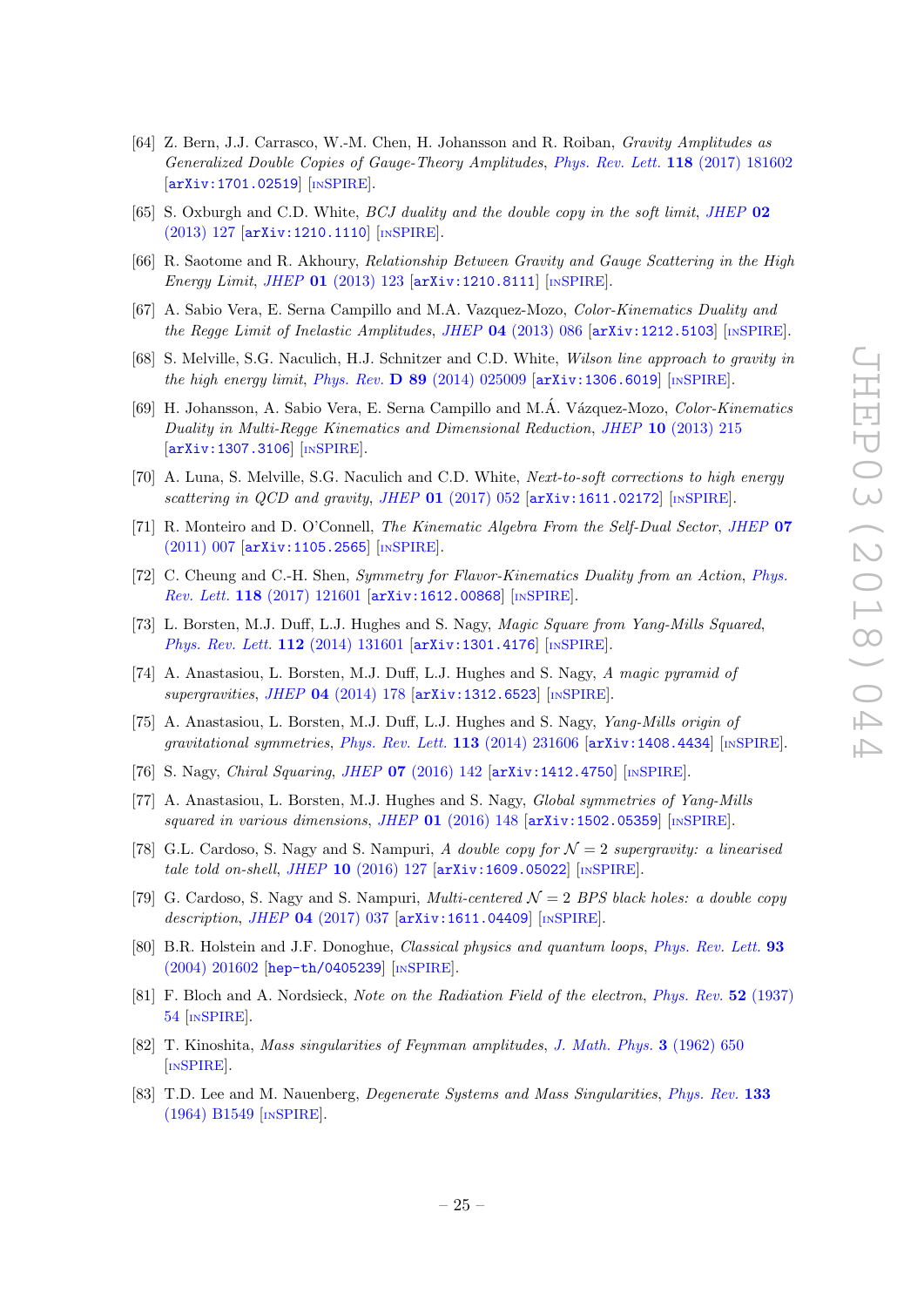[64] Z. Bern, J.J. Carrasco, W.-M. Chen, H. Johansson and R. Roiban, *Gravity Amplitudes as Generalized Double Copies of Gauge-Theory Amplitudes*, *Phys. Rev. Lett.* **118** (2017) 181602 [arXiv:1701.02519] [INSPIRE].

[65] S. Oxburgh and C.D. White, *BCJ duality and the double copy in the soft limit*, *JHEP* **02** (2013) 127 [arXiv:1210.1110] [INSPIRE].

[66] R. Saotome and R. Akhoury, *Relationship Between Gravity and Gauge Scattering in the High Energy Limit*, *JHEP* **01** (2013) 123 [arXiv:1210.8111] [INSPIRE].

[67] A. Sabio Vera, E. Serna Campillo and M.A. Vazquez-Mozo, *Color-Kinematics Duality and the Regge Limit of Inelastic Amplitudes*, *JHEP* **04** (2013) 086 [arXiv:1212.5103] [INSPIRE].

[68] S. Melville, S.G. Naculich, H.J. Schnitzer and C.D. White, *Wilson line approach to gravity in the high energy limit*, *Phys. Rev.* **D 89** (2014) 025009 [arXiv:1306.6019] [INSPIRE].

[69] H. Johansson, A. Sabio Vera, E. Serna Campillo and M.Á. Vázquez-Mozo, *Color-Kinematics Duality in Multi-Regge Kinematics and Dimensional Reduction*, *JHEP* **10** (2013) 215 [arXiv:1307.3106] [INSPIRE].

[70] A. Luna, S. Melville, S.G. Naculich and C.D. White, *Next-to-soft corrections to high energy scattering in QCD and gravity*, *JHEP* **01** (2017) 052 [arXiv:1611.02172] [INSPIRE].

[71] R. Monteiro and D. O'Connell, *The Kinematic Algebra From the Self-Dual Sector*, *JHEP* **07** (2011) 007 [arXiv:1105.2565] [INSPIRE].

[72] C. Cheung and C.-H. Shen, *Symmetry for Flavor-Kinematics Duality from an Action*, *Phys. Rev. Lett.* **118** (2017) 121601 [arXiv:1612.00868] [INSPIRE].

[73] L. Borsten, M.J. Duff, L.J. Hughes and S. Nagy, *Magic Square from Yang-Mills Squared*, *Phys. Rev. Lett.* **112** (2014) 131601 [arXiv:1301.4176] [INSPIRE].

[74] A. Anastasiou, L. Borsten, M.J. Duff, L.J. Hughes and S. Nagy, *A magic pyramid of supergravities*, *JHEP* **04** (2014) 178 [arXiv:1312.6523] [INSPIRE].

[75] A. Anastasiou, L. Borsten, M.J. Duff, L.J. Hughes and S. Nagy, *Yang-Mills origin of gravitational symmetries*, *Phys. Rev. Lett.* **113** (2014) 231606 [arXiv:1408.4434] [INSPIRE].

[76] S. Nagy, *Chiral Squaring*, *JHEP* **07** (2016) 142 [arXiv:1412.4750] [INSPIRE].

[77] A. Anastasiou, L. Borsten, M.J. Hughes and S. Nagy, *Global symmetries of Yang-Mills squared in various dimensions*, *JHEP* **01** (2016) 148 [arXiv:1502.05359] [INSPIRE].

[78] G.L. Cardoso, S. Nagy and S. Nampuri, *A double copy for $\mathcal{N} = 2$ supergravity: a linearised tale told on-shell*, *JHEP* **10** (2016) 127 [arXiv:1609.05022] [INSPIRE].

[79] G. Cardoso, S. Nagy and S. Nampuri, *Multi-centered $\mathcal{N} = 2$ BPS black holes: a double copy description*, *JHEP* **04** (2017) 037 [arXiv:1611.04409] [INSPIRE].

[80] B.R. Holstein and J.F. Donoghue, *Classical physics and quantum loops*, *Phys. Rev. Lett.* **93** (2004) 201602 [hep-th/0405239] [INSPIRE].

[81] F. Bloch and A. Nordsieck, *Note on the Radiation Field of the electron*, *Phys. Rev.* **52** (1937) 54 [INSPIRE].

[82] T. Kinoshita, *Mass singularities of Feynman amplitudes*, *J. Math. Phys.* **3** (1962) 650 [INSPIRE].

[83] T.D. Lee and M. Nauenberg, *Degenerate Systems and Mass Singularities*, *Phys. Rev.* **133** (1964) B1549 [INSPIRE].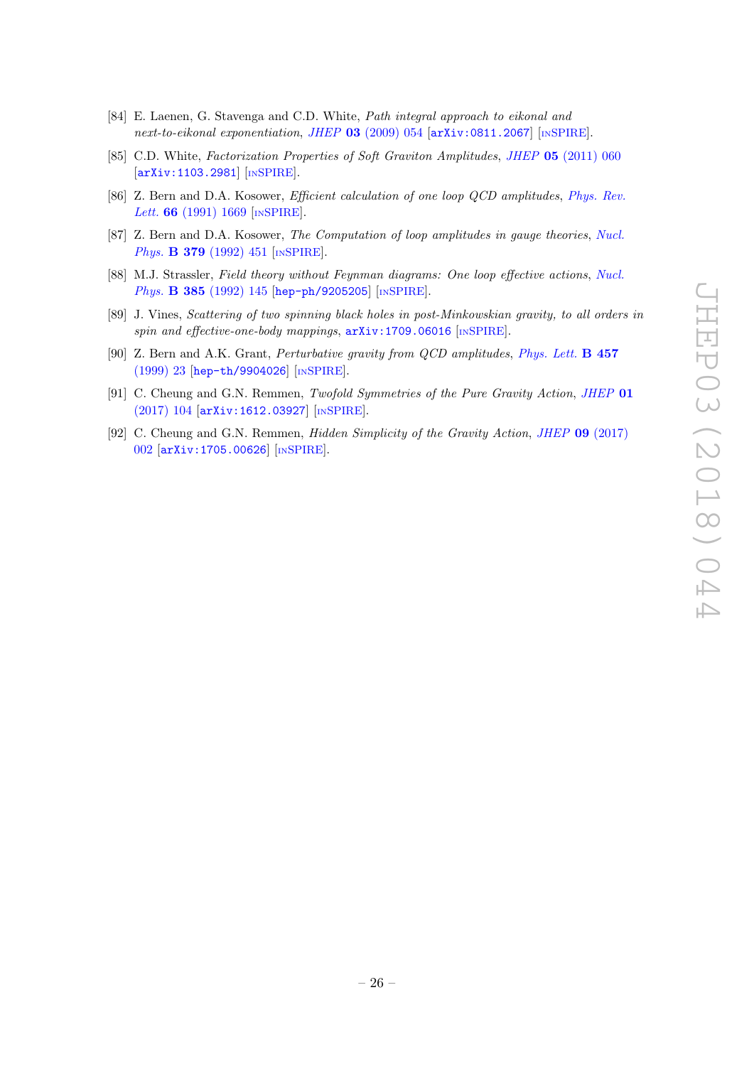[84] E. Laenen, G. Stavenga and C.D. White, *Path integral approach to eikonal and next-to-eikonal exponentiation*, *JHEP* **03** (2009) 054 [arXiv:0811.2067] [INSPIRE].

[85] C.D. White, *Factorization Properties of Soft Graviton Amplitudes*, *JHEP* **05** (2011) 060 [arXiv:1103.2981] [INSPIRE].

[86] Z. Bern and D.A. Kosower, *Efficient calculation of one loop QCD amplitudes*, *Phys. Rev. Lett.* **66** (1991) 1669 [INSPIRE].

[87] Z. Bern and D.A. Kosower, *The Computation of loop amplitudes in gauge theories*, *Nucl. Phys.* **B 379** (1992) 451 [INSPIRE].

[88] M.J. Strassler, *Field theory without Feynman diagrams: One loop effective actions*, *Nucl. Phys.* **B 385** (1992) 145 [hep-ph/9205205] [INSPIRE].

[89] J. Vines, *Scattering of two spinning black holes in post-Minkowskian gravity, to all orders in spin and effective-one-body mappings*, arXiv:1709.06016 [INSPIRE].

[90] Z. Bern and A.K. Grant, *Perturbative gravity from QCD amplitudes*, *Phys. Lett.* **B 457** (1999) 23 [hep-th/9904026] [INSPIRE].

[91] C. Cheung and G.N. Remmen, *Twofold Symmetries of the Pure Gravity Action*, *JHEP* **01** (2017) 104 [arXiv:1612.03927] [INSPIRE].

[92] C. Cheung and G.N. Remmen, *Hidden Simplicity of the Gravity Action*, *JHEP* **09** (2017) 002 [arXiv:1705.00626] [INSPIRE].